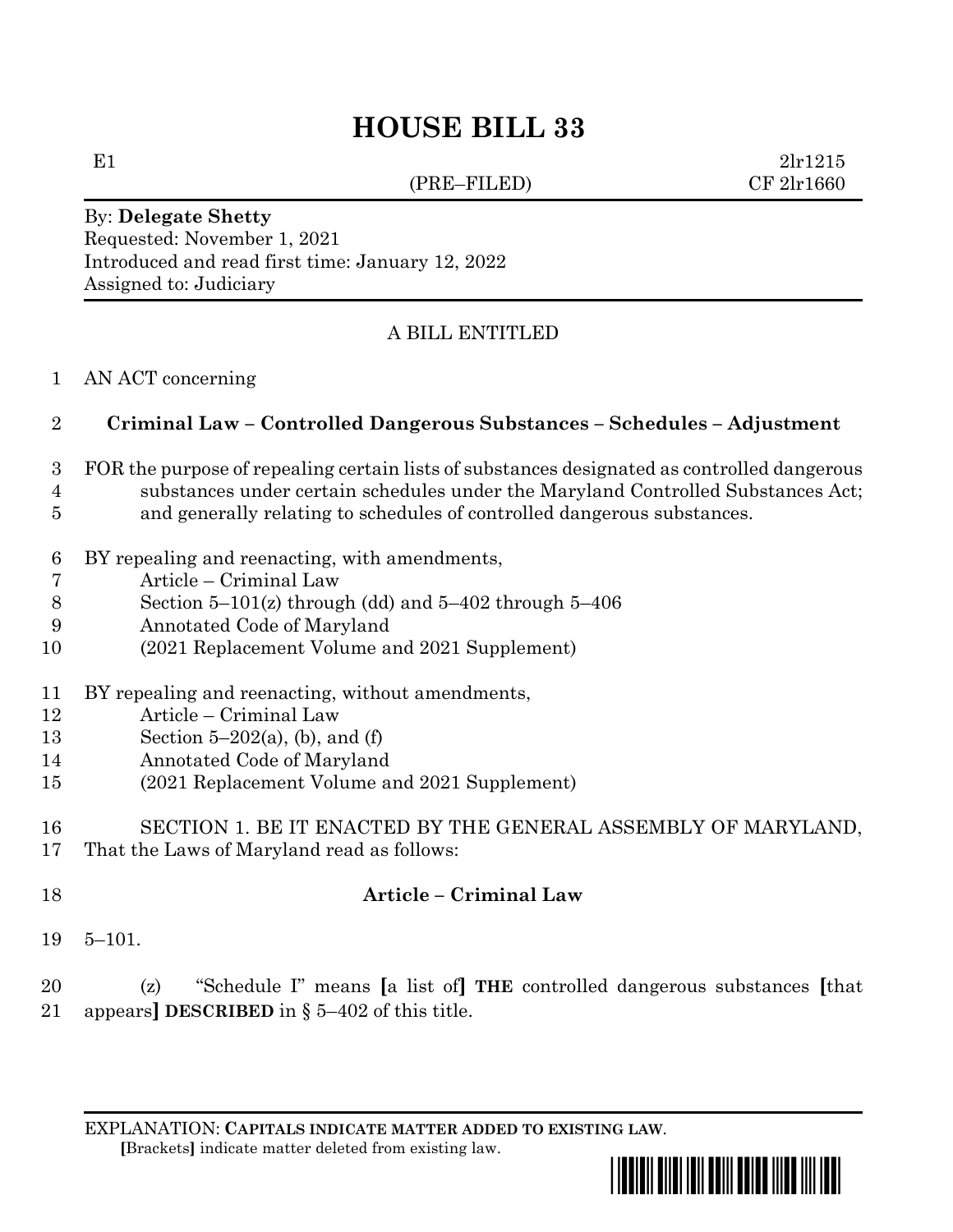# HOUSE BILL 33

E1 2lr1215
(PRE–FILED) CF 2lr1660

By: **Delegate Shetty**
Requested: November 1, 2021
Introduced and read first time: January 12, 2022
Assigned to: Judiciary

A BILL ENTITLED

1 AN ACT concerning

2 **Criminal Law – Controlled Dangerous Substances – Schedules – Adjustment**

3 FOR the purpose of repealing certain lists of substances designated as controlled dangerous
4 substances under certain schedules under the Maryland Controlled Substances Act;
5 and generally relating to schedules of controlled dangerous substances.

6 BY repealing and reenacting, with amendments,
7 Article – Criminal Law
8 Section 5–101(z) through (dd) and 5–402 through 5–406
9 Annotated Code of Maryland
10 (2021 Replacement Volume and 2021 Supplement)

11 BY repealing and reenacting, without amendments,
12 Article – Criminal Law
13 Section 5–202(a), (b), and (f)
14 Annotated Code of Maryland
15 (2021 Replacement Volume and 2021 Supplement)

16 SECTION 1. BE IT ENACTED BY THE GENERAL ASSEMBLY OF MARYLAND,
17 That the Laws of Maryland read as follows:

18 **Article – Criminal Law**

19 5–101.

20 (z) "Schedule I" means **[**a list of**]** **THE** controlled dangerous substances **[**that
21 appears**]** **DESCRIBED** in § 5–402 of this title.

EXPLANATION: **CAPITALS INDICATE MATTER ADDED TO EXISTING LAW.**
**[**Brackets**]** indicate matter deleted from existing law.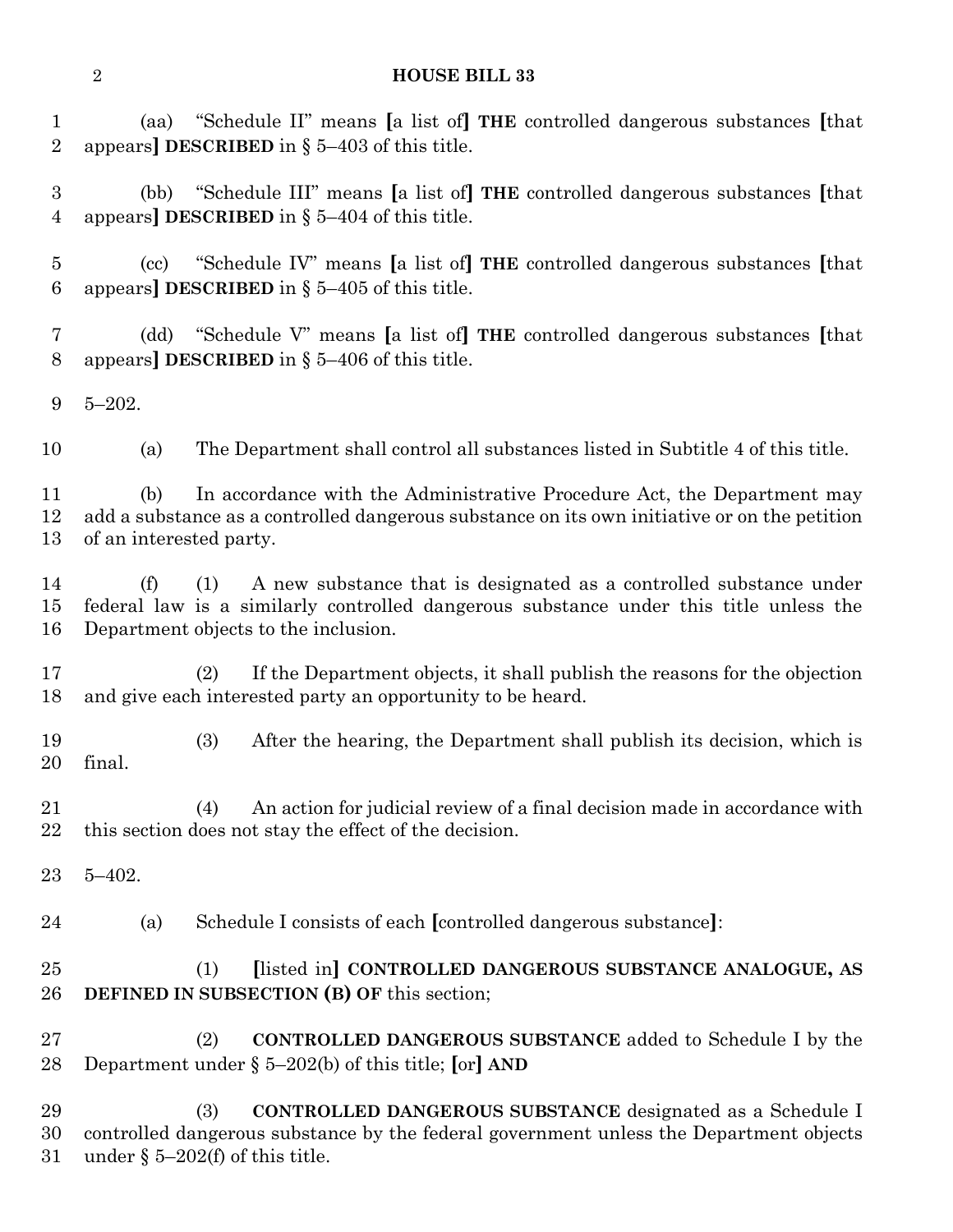(aa) "Schedule II" means [a list of] **THE** controlled dangerous substances [that appears] **DESCRIBED** in § 5–403 of this title.

(bb) "Schedule III" means [a list of] **THE** controlled dangerous substances [that appears] **DESCRIBED** in § 5–404 of this title.

(cc) "Schedule IV" means [a list of] **THE** controlled dangerous substances [that appears] **DESCRIBED** in § 5–405 of this title.

(dd) "Schedule V" means [a list of] **THE** controlled dangerous substances [that appears] **DESCRIBED** in § 5–406 of this title.

5–202.

(a) The Department shall control all substances listed in Subtitle 4 of this title.

(b) In accordance with the Administrative Procedure Act, the Department may add a substance as a controlled dangerous substance on its own initiative or on the petition of an interested party.

(f) (1) A new substance that is designated as a controlled substance under federal law is a similarly controlled dangerous substance under this title unless the Department objects to the inclusion.

(2) If the Department objects, it shall publish the reasons for the objection and give each interested party an opportunity to be heard.

(3) After the hearing, the Department shall publish its decision, which is final.

(4) An action for judicial review of a final decision made in accordance with this section does not stay the effect of the decision.

5–402.

(a) Schedule I consists of each [controlled dangerous substance]:

(1) [listed in] **CONTROLLED DANGEROUS SUBSTANCE ANALOGUE, AS DEFINED IN SUBSECTION (B) OF** this section;

(2) **CONTROLLED DANGEROUS SUBSTANCE** added to Schedule I by the Department under § 5–202(b) of this title; [or] **AND**

(3) **CONTROLLED DANGEROUS SUBSTANCE** designated as a Schedule I controlled dangerous substance by the federal government unless the Department objects under § 5–202(f) of this title.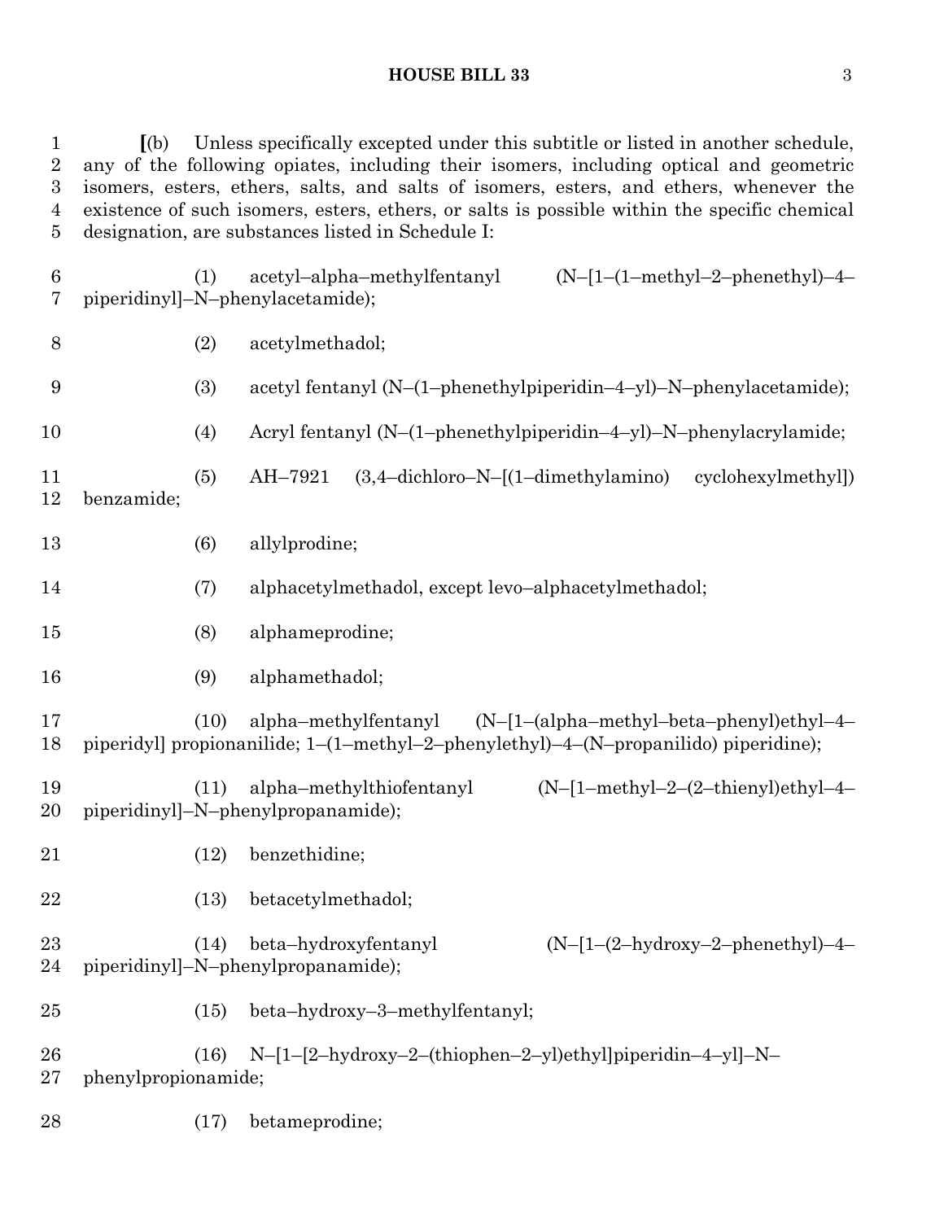[(b) Unless specifically excepted under this subtitle or listed in another schedule, any of the following opiates, including their isomers, including optical and geometric isomers, esters, ethers, salts, and salts of isomers, esters, and ethers, whenever the existence of such isomers, esters, ethers, or salts is possible within the specific chemical designation, are substances listed in Schedule I:

(1) acetyl–alpha–methylfentanyl (N–[1–(1–methyl–2–phenethyl)–4–piperidinyl]–N–phenylacetamide);

(2) acetylmethadol;

(3) acetyl fentanyl (N–(1–phenethylpiperidin–4–yl)–N–phenylacetamide);

(4) Acryl fentanyl (N–(1–phenethylpiperidin–4–yl)–N–phenylacrylamide;

(5) AH–7921 (3,4–dichloro–N–[(1–dimethylamino) cyclohexylmethyl]) benzamide;

(6) allylprodine;

(7) alphacetylmethadol, except levo–alphacetylmethadol;

(8) alphameprodine;

(9) alphamethadol;

(10) alpha–methylfentanyl (N–[1–(alpha–methyl–beta–phenyl)ethyl–4–piperidyl] propionanilide; 1–(1–methyl–2–phenylethyl)–4–(N–propanilido) piperidine);

(11) alpha–methylthiofentanyl (N–[1–methyl–2–(2–thienyl)ethyl–4–piperidinyl]–N–phenylpropanamide);

(12) benzethidine;

(13) betacetylmethadol;

(14) beta–hydroxyfentanyl (N–[1–(2–hydroxy–2–phenethyl)–4–piperidinyl]–N–phenylpropanamide);

(15) beta–hydroxy–3–methylfentanyl;

(16) N–[1–[2–hydroxy–2–(thiophen–2–yl)ethyl]piperidin–4–yl]–N–phenylpropionamide;

(17) betameprodine;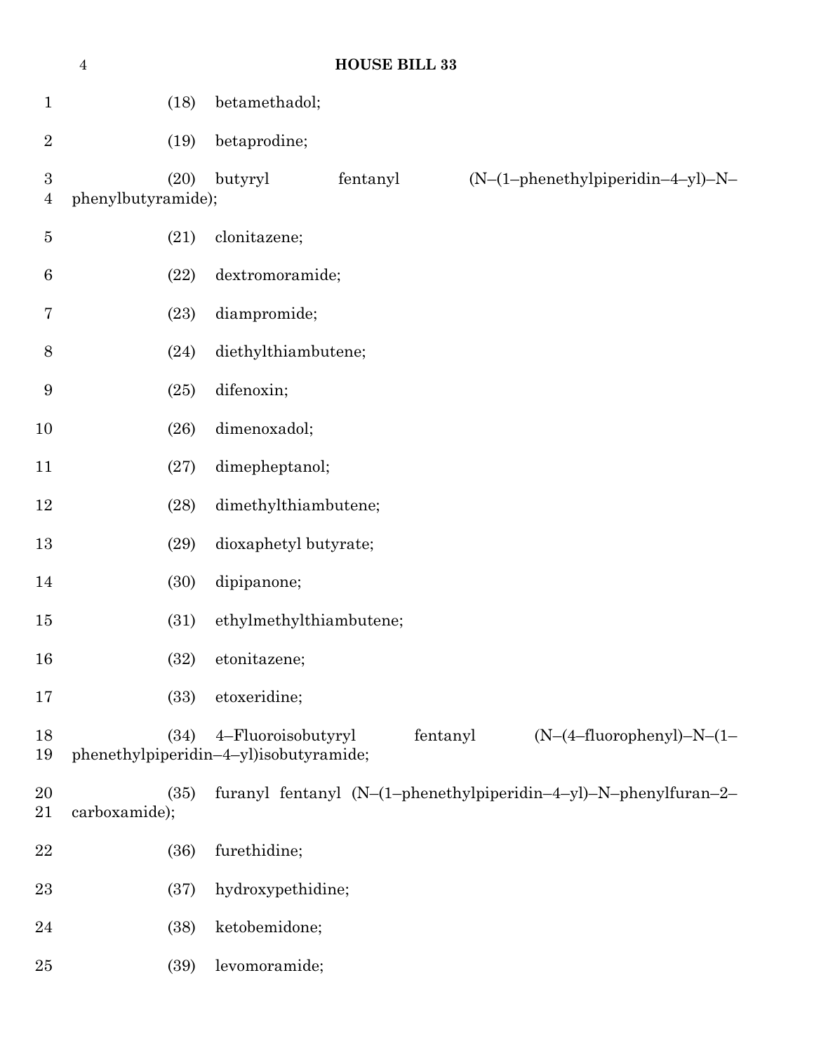(18) betamethadol;

(19) betaprodine;

(20) butyryl fentanyl (N–(1–phenethylpiperidin–4–yl)–N–phenylbutyramide);

(21) clonitazene;

(22) dextromoramide;

(23) diampromide;

(24) diethylthiambutene;

(25) difenoxin;

(26) dimenoxadol;

(27) dimepheptanol;

(28) dimethylthiambutene;

(29) dioxaphetyl butyrate;

(30) dipipanone;

(31) ethylmethylthiambutene;

(32) etonitazene;

(33) etoxeridine;

(34) 4–Fluoroisobutyryl fentanyl (N–(4–fluorophenyl)–N–(1–phenethylpiperidin–4–yl)isobutyramide;

(35) furanyl fentanyl (N–(1–phenethylpiperidin–4–yl)–N–phenylfuran–2–carboxamide);

(36) furethidine;

(37) hydroxypethidine;

(38) ketobemidone;

(39) levomoramide;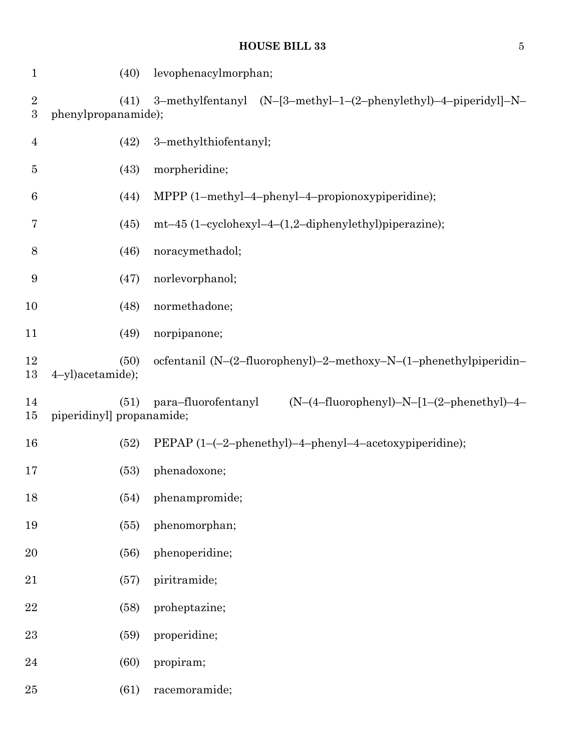(40) levophenacylmorphan;

(41) 3–methylfentanyl (N–[3–methyl–1–(2–phenylethyl)–4–piperidyl]–N–phenylpropanamide);

(42) 3–methylthiofentanyl;

(43) morpheridine;

(44) MPPP (1–methyl–4–phenyl–4–propionoxypiperidine);

(45) mt–45 (1–cyclohexyl–4–(1,2–diphenylethyl)piperazine);

(46) noracymethadol;

(47) norlevorphanol;

(48) normethadone;

(49) norpipanone;

(50) ocfentanil (N–(2–fluorophenyl)–2–methoxy–N–(1–phenethylpiperidin–4–yl)acetamide);

(51) para–fluorofentanyl (N–(4–fluorophenyl)–N–[1–(2–phenethyl)–4–piperidinyl] propanamide;

(52) PEPAP (1–(–2–phenethyl)–4–phenyl–4–acetoxypiperidine);

(53) phenadoxone;

(54) phenampromide;

(55) phenomorphan;

(56) phenoperidine;

(57) piritramide;

(58) proheptazine;

(59) properidine;

(60) propiram;

(61) racemoramide;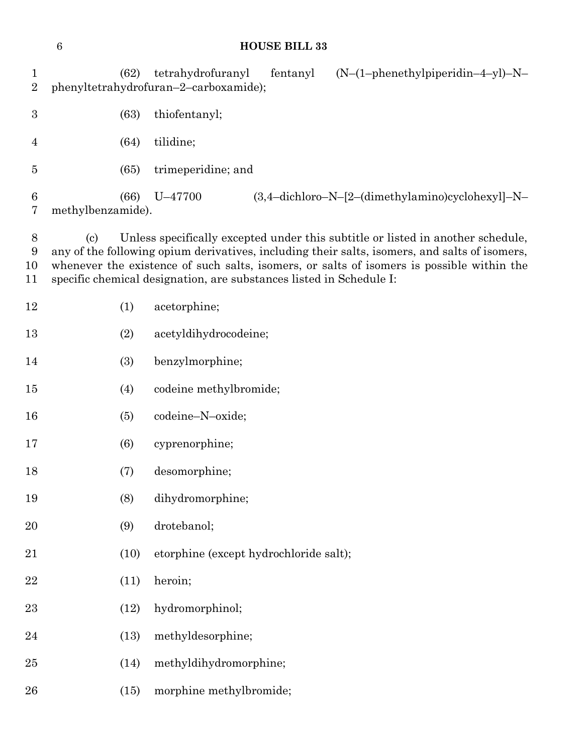(62) tetrahydrofuranyl fentanyl (N–(1–phenethylpiperidin–4–yl)–N–phenyltetrahydrofuran–2–carboxamide);

(63) thiofentanyl;

(64) tilidine;

(65) trimeperidine; and

(66) U–47700 (3,4–dichloro–N–[2–(dimethylamino)cyclohexyl]–N–methylbenzamide).

(c) Unless specifically excepted under this subtitle or listed in another schedule, any of the following opium derivatives, including their salts, isomers, and salts of isomers, whenever the existence of such salts, isomers, or salts of isomers is possible within the specific chemical designation, are substances listed in Schedule I:

(1) acetorphine;

(2) acetyldihydrocodeine;

(3) benzylmorphine;

(4) codeine methylbromide;

(5) codeine–N–oxide;

(6) cyprenorphine;

(7) desomorphine;

(8) dihydromorphine;

(9) drotebanol;

(10) etorphine (except hydrochloride salt);

(11) heroin;

(12) hydromorphinol;

(13) methyldesorphine;

(14) methyldihydromorphine;

(15) morphine methylbromide;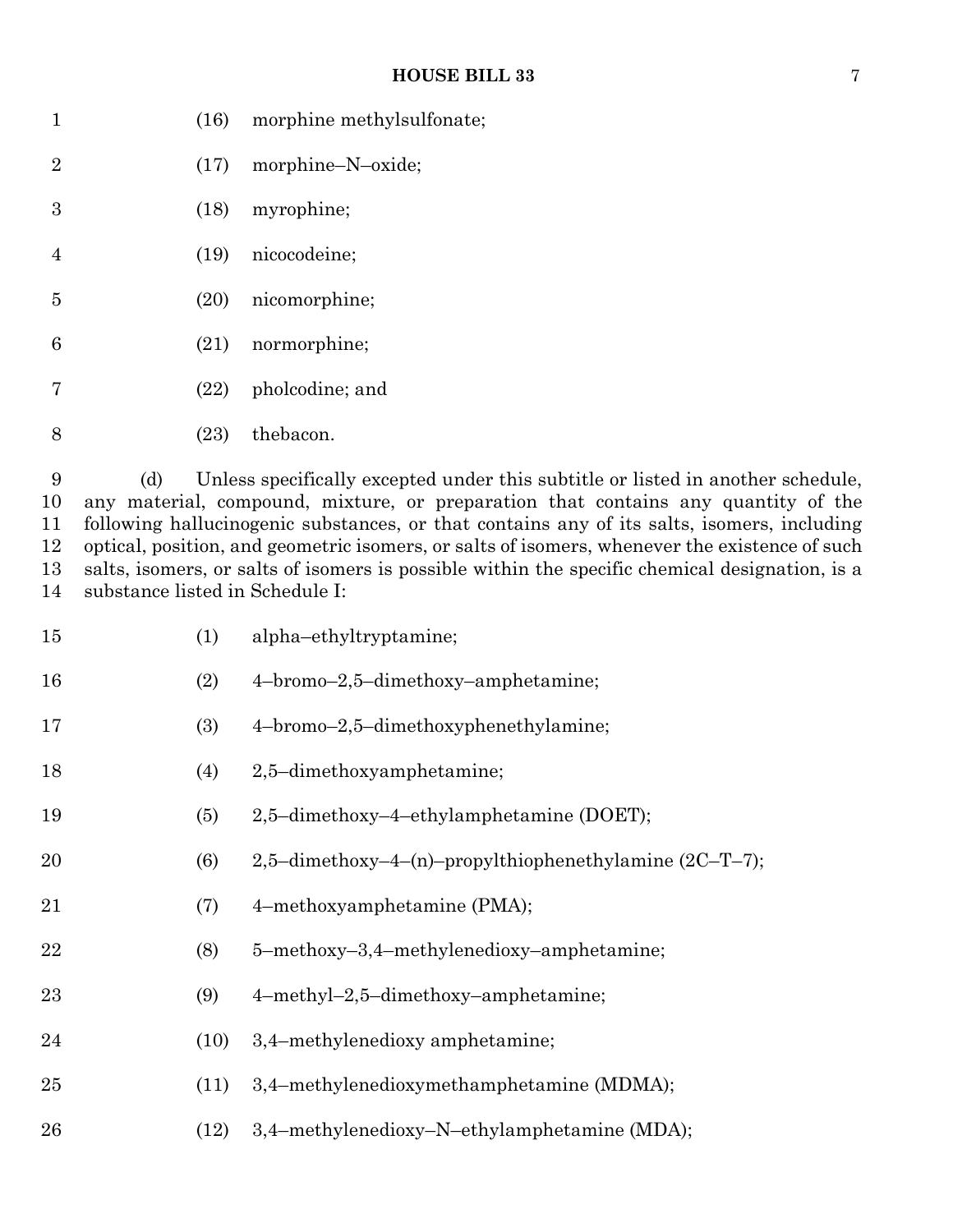(16) morphine methylsulfonate;

(17) morphine–N–oxide;

(18) myrophine;

(19) nicocodeine;

(20) nicomorphine;

(21) normorphine;

(22) pholcodine; and

(23) thebacon.

(d) Unless specifically excepted under this subtitle or listed in another schedule, any material, compound, mixture, or preparation that contains any quantity of the following hallucinogenic substances, or that contains any of its salts, isomers, including optical, position, and geometric isomers, or salts of isomers, whenever the existence of such salts, isomers, or salts of isomers is possible within the specific chemical designation, is a substance listed in Schedule I:

(1) alpha–ethyltryptamine;

(2) 4–bromo–2,5–dimethoxy–amphetamine;

(3) 4–bromo–2,5–dimethoxyphenethylamine;

(4) 2,5–dimethoxyamphetamine;

(5) 2,5–dimethoxy–4–ethylamphetamine (DOET);

(6) 2,5–dimethoxy–4–(n)–propylthiophenethylamine (2C–T–7);

(7) 4–methoxyamphetamine (PMA);

(8) 5–methoxy–3,4–methylenedioxy–amphetamine;

(9) 4–methyl–2,5–dimethoxy–amphetamine;

(10) 3,4–methylenedioxy amphetamine;

(11) 3,4–methylenedioxymethamphetamine (MDMA);

(12) 3,4–methylenedioxy–N–ethylamphetamine (MDA);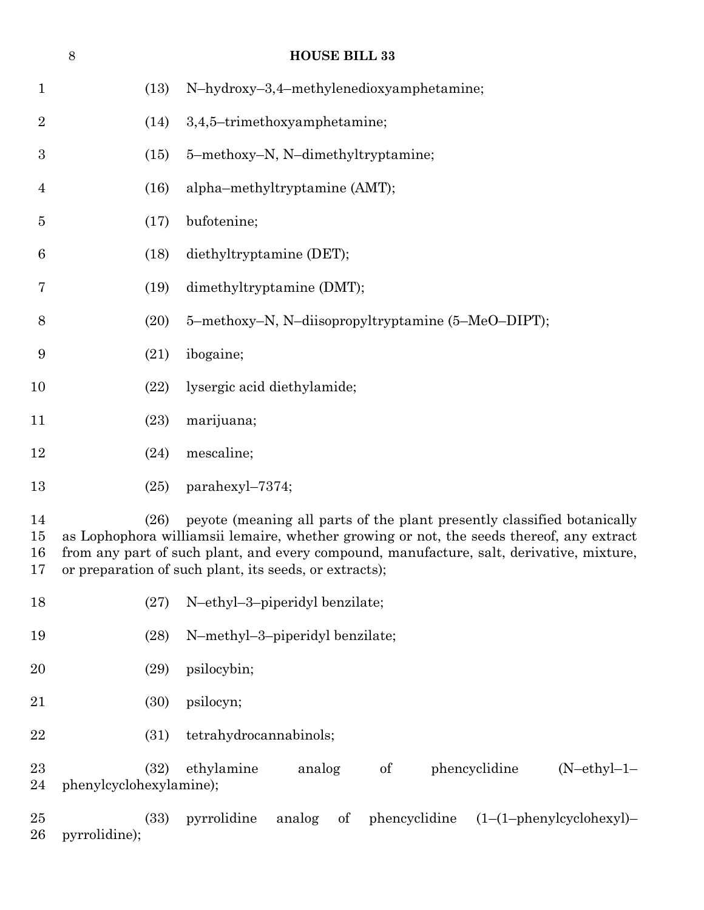(13) N–hydroxy–3,4–methylenedioxyamphetamine;

(14) 3,4,5–trimethoxyamphetamine;

(15) 5–methoxy–N, N–dimethyltryptamine;

(16) alpha–methyltryptamine (AMT);

(17) bufotenine;

(18) diethyltryptamine (DET);

(19) dimethyltryptamine (DMT);

(20) 5–methoxy–N, N–diisopropyltryptamine (5–MeO–DIPT);

(21) ibogaine;

(22) lysergic acid diethylamide;

(23) marijuana;

(24) mescaline;

(25) parahexyl–7374;

(26) peyote (meaning all parts of the plant presently classified botanically as Lophophora williamsii lemaire, whether growing or not, the seeds thereof, any extract from any part of such plant, and every compound, manufacture, salt, derivative, mixture, or preparation of such plant, its seeds, or extracts);

(27) N–ethyl–3–piperidyl benzilate;

(28) N–methyl–3–piperidyl benzilate;

(29) psilocybin;

(30) psilocyn;

(31) tetrahydrocannabinols;

(32) ethylamine analog of phencyclidine (N–ethyl–1–phenylcyclohexylamine);

(33) pyrrolidine analog of phencyclidine (1–(1–phenylcyclohexyl)–pyrrolidine);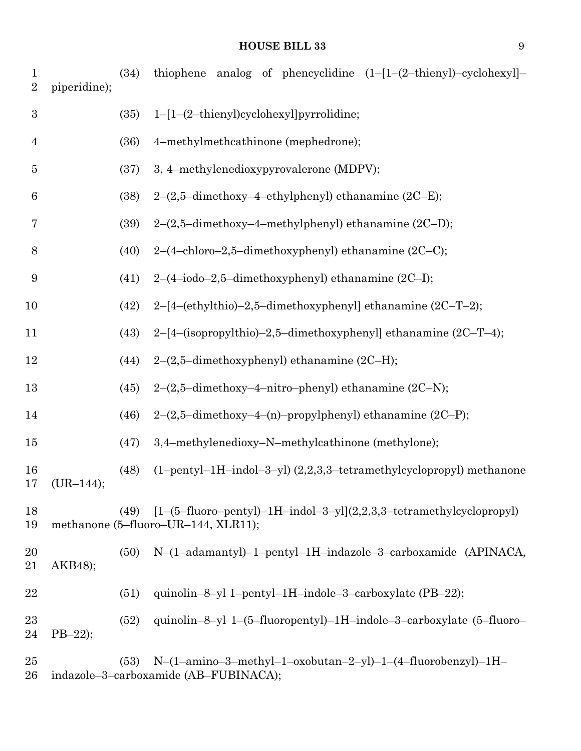(34) thiophene analog of phencyclidine (1–[1–(2–thienyl)–cyclohexyl]–piperidine);

(35) 1–[1–(2–thienyl)cyclohexyl]pyrrolidine;

(36) 4–methylmethcathinone (mephedrone);

(37) 3, 4–methylenedioxypyrovalerone (MDPV);

(38) 2–(2,5–dimethoxy–4–ethylphenyl) ethanamine (2C–E);

(39) 2–(2,5–dimethoxy–4–methylphenyl) ethanamine (2C–D);

(40) 2–(4–chloro–2,5–dimethoxyphenyl) ethanamine (2C–C);

(41) 2–(4–iodo–2,5–dimethoxyphenyl) ethanamine (2C–I);

(42) 2–[4–(ethylthio)–2,5–dimethoxyphenyl] ethanamine (2C–T–2);

(43) 2–[4–(isopropylthio)–2,5–dimethoxyphenyl] ethanamine (2C–T–4);

(44) 2–(2,5–dimethoxyphenyl) ethanamine (2C–H);

(45) 2–(2,5–dimethoxy–4–nitro–phenyl) ethanamine (2C–N);

(46) 2–(2,5–dimethoxy–4–(n)–propylphenyl) ethanamine (2C–P);

(47) 3,4–methylenedioxy–N–methylcathinone (methylone);

(48) (1–pentyl–1H–indol–3–yl) (2,2,3,3–tetramethylcyclopropyl) methanone (UR–144);

(49) [1–(5–fluoro–pentyl)–1H–indol–3–yl](2,2,3,3–tetramethylcyclopropyl) methanone (5–fluoro–UR–144, XLR11);

(50) N–(1–adamantyl)–1–pentyl–1H–indazole–3–carboxamide (APINACA, AKB48);

(51) quinolin–8–yl 1–pentyl–1H–indole–3–carboxylate (PB–22);

(52) quinolin–8–yl 1–(5–fluoropentyl)–1H–indole–3–carboxylate (5–fluoro–PB–22);

(53) N–(1–amino–3–methyl–1–oxobutan–2–yl)–1–(4–fluorobenzyl)–1H–indazole–3–carboxamide (AB–FUBINACA);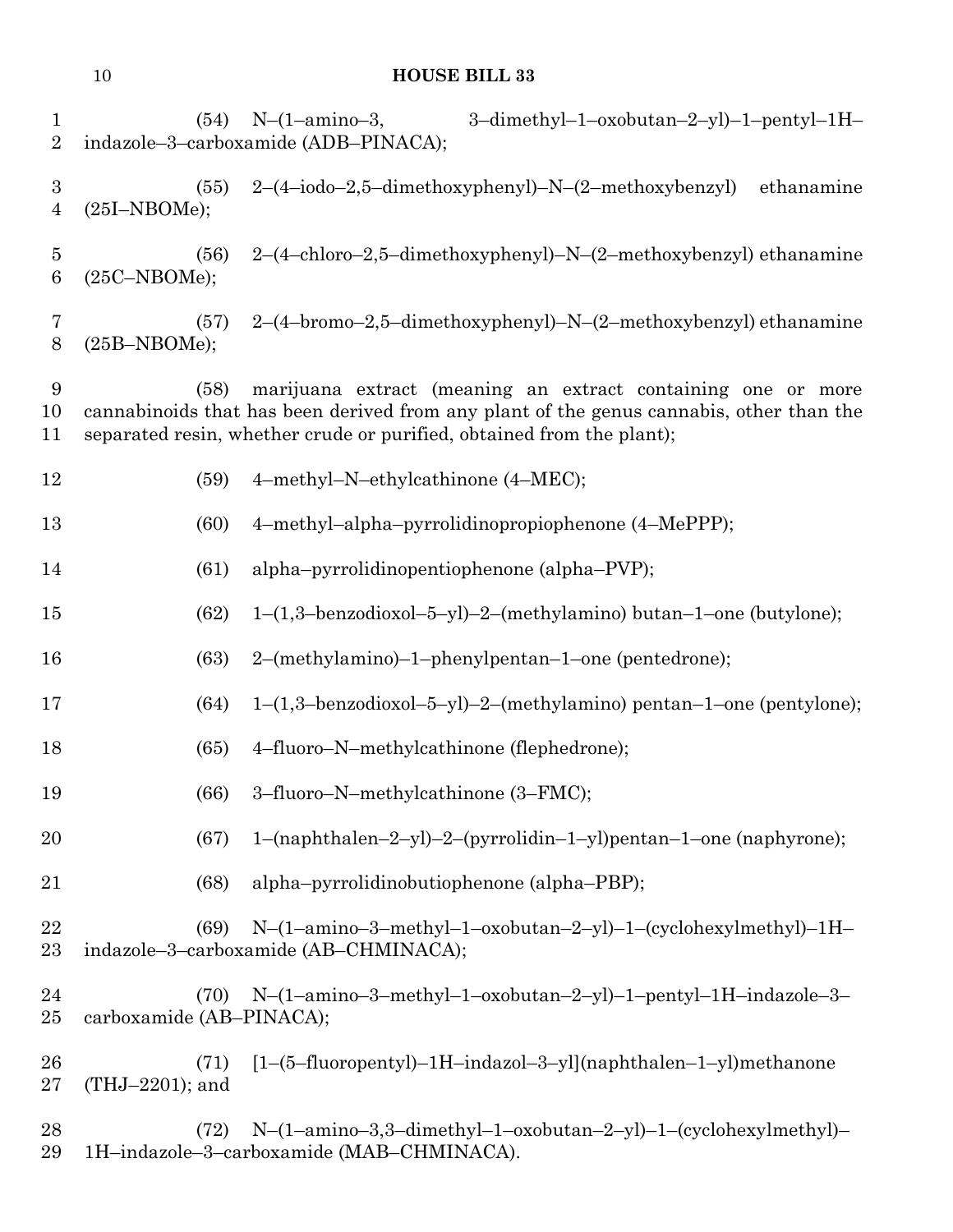(54) N–(1–amino–3, 3–dimethyl–1–oxobutan–2–yl)–1–pentyl–1H–indazole–3–carboxamide (ADB–PINACA);

(55) 2–(4–iodo–2,5–dimethoxyphenyl)–N–(2–methoxybenzyl) ethanamine (25I–NBOMe);

(56) 2–(4–chloro–2,5–dimethoxyphenyl)–N–(2–methoxybenzyl) ethanamine (25C–NBOMe);

(57) 2–(4–bromo–2,5–dimethoxyphenyl)–N–(2–methoxybenzyl) ethanamine (25B–NBOMe);

(58) marijuana extract (meaning an extract containing one or more cannabinoids that has been derived from any plant of the genus cannabis, other than the separated resin, whether crude or purified, obtained from the plant);

(59) 4–methyl–N–ethylcathinone (4–MEC);

(60) 4–methyl–alpha–pyrrolidinopropiophenone (4–MePPP);

(61) alpha–pyrrolidinopentiophenone (alpha–PVP);

(62) 1–(1,3–benzodioxol–5–yl)–2–(methylamino) butan–1–one (butylone);

(63) 2–(methylamino)–1–phenylpentan–1–one (pentedrone);

(64) 1–(1,3–benzodioxol–5–yl)–2–(methylamino) pentan–1–one (pentylone);

(65) 4–fluoro–N–methylcathinone (flephedrone);

(66) 3–fluoro–N–methylcathinone (3–FMC);

(67) 1–(naphthalen–2–yl)–2–(pyrrolidin–1–yl)pentan–1–one (naphyrone);

(68) alpha–pyrrolidinobutiophenone (alpha–PBP);

(69) N–(1–amino–3–methyl–1–oxobutan–2–yl)–1–(cyclohexylmethyl)–1H–indazole–3–carboxamide (AB–CHMINACA);

(70) N–(1–amino–3–methyl–1–oxobutan–2–yl)–1–pentyl–1H–indazole–3–carboxamide (AB–PINACA);

(71) [1–(5–fluoropentyl)–1H–indazol–3–yl](naphthalen–1–yl)methanone (THJ–2201); and

(72) N–(1–amino–3,3–dimethyl–1–oxobutan–2–yl)–1–(cyclohexylmethyl)–1H–indazole–3–carboxamide (MAB–CHMINACA).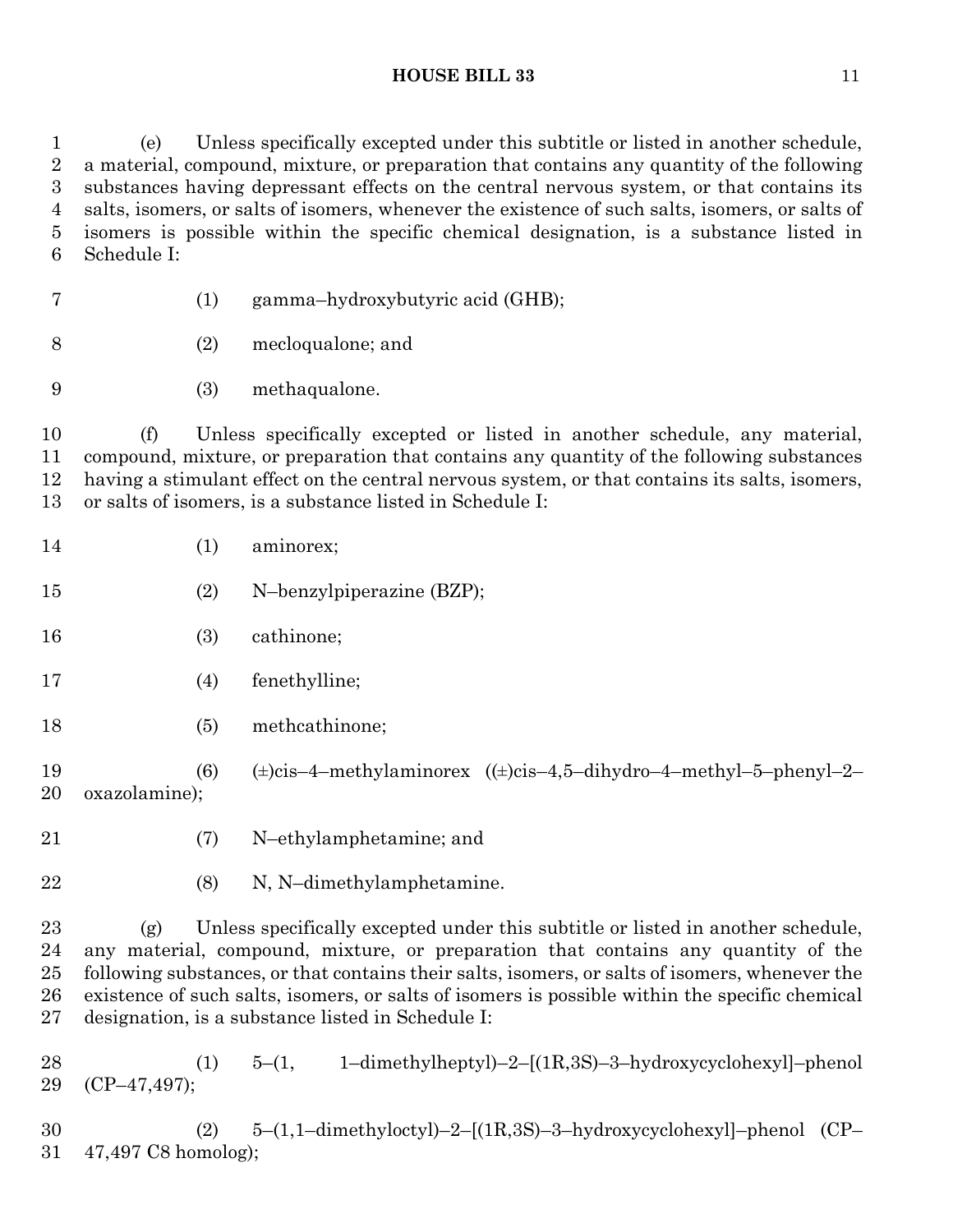(e) Unless specifically excepted under this subtitle or listed in another schedule, a material, compound, mixture, or preparation that contains any quantity of the following substances having depressant effects on the central nervous system, or that contains its salts, isomers, or salts of isomers, whenever the existence of such salts, isomers, or salts of isomers is possible within the specific chemical designation, is a substance listed in Schedule I:

(1) gamma–hydroxybutyric acid (GHB);

(2) mecloqualone; and

(3) methaqualone.

(f) Unless specifically excepted or listed in another schedule, any material, compound, mixture, or preparation that contains any quantity of the following substances having a stimulant effect on the central nervous system, or that contains its salts, isomers, or salts of isomers, is a substance listed in Schedule I:

(1) aminorex;

(2) N–benzylpiperazine (BZP);

(3) cathinone;

(4) fenethylline;

(5) methcathinone;

(6) (±)cis–4–methylaminorex ((±)cis–4,5–dihydro–4–methyl–5–phenyl–2–oxazolamine);

(7) N–ethylamphetamine; and

(8) N, N–dimethylamphetamine.

(g) Unless specifically excepted under this subtitle or listed in another schedule, any material, compound, mixture, or preparation that contains any quantity of the following substances, or that contains their salts, isomers, or salts of isomers, whenever the existence of such salts, isomers, or salts of isomers is possible within the specific chemical designation, is a substance listed in Schedule I:

(1) 5–(1, 1–dimethylheptyl)–2–[(1R,3S)–3–hydroxycyclohexyl]–phenol (CP–47,497);

(2) 5–(1,1–dimethyloctyl)–2–[(1R,3S)–3–hydroxycyclohexyl]–phenol (CP–47,497 C8 homolog);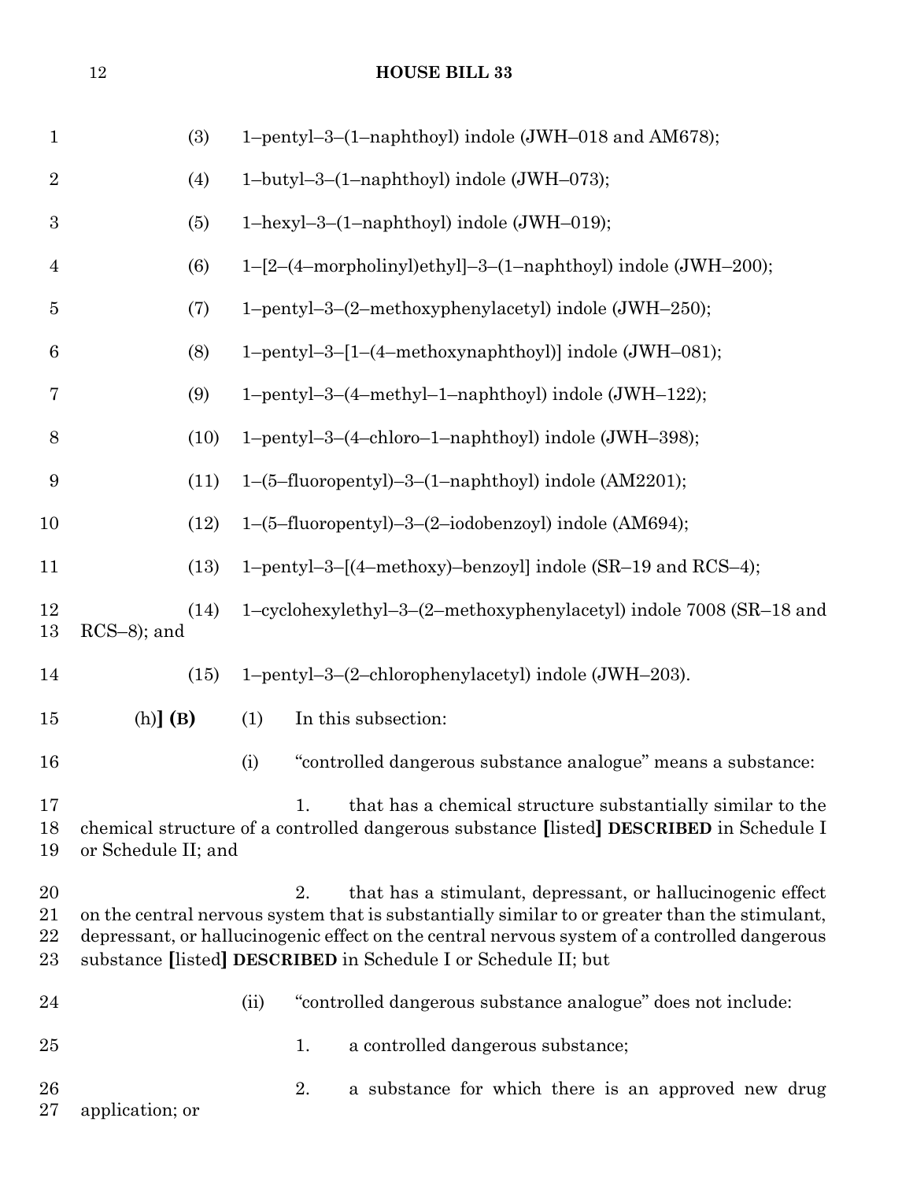(3) 1–pentyl–3–(1–naphthoyl) indole (JWH–018 and AM678);

(4) 1–butyl–3–(1–naphthoyl) indole (JWH–073);

(5) 1–hexyl–3–(1–naphthoyl) indole (JWH–019);

(6) 1–[2–(4–morpholinyl)ethyl]–3–(1–naphthoyl) indole (JWH–200);

(7) 1–pentyl–3–(2–methoxyphenylacetyl) indole (JWH–250);

(8) 1–pentyl–3–[1–(4–methoxynaphthoyl)] indole (JWH–081);

(9) 1–pentyl–3–(4–methyl–1–naphthoyl) indole (JWH–122);

(10) 1–pentyl–3–(4–chloro–1–naphthoyl) indole (JWH–398);

(11) 1–(5–fluoropentyl)–3–(1–naphthoyl) indole (AM2201);

(12) 1–(5–fluoropentyl)–3–(2–iodobenzoyl) indole (AM694);

(13) 1–pentyl–3–[(4–methoxy)–benzoyl] indole (SR–19 and RCS–4);

(14) 1–cyclohexylethyl–3–(2–methoxyphenylacetyl) indole 7008 (SR–18 and RCS–8); and

(15) 1–pentyl–3–(2–chlorophenylacetyl) indole (JWH–203).

(h)] **(B)** (1) In this subsection:

(i) "controlled dangerous substance analogue" means a substance:

1. that has a chemical structure substantially similar to the chemical structure of a controlled dangerous substance [listed] **DESCRIBED** in Schedule I or Schedule II; and

2. that has a stimulant, depressant, or hallucinogenic effect on the central nervous system that is substantially similar to or greater than the stimulant, depressant, or hallucinogenic effect on the central nervous system of a controlled dangerous substance [listed] **DESCRIBED** in Schedule I or Schedule II; but

(ii) "controlled dangerous substance analogue" does not include:

1. a controlled dangerous substance;

2. a substance for which there is an approved new drug application; or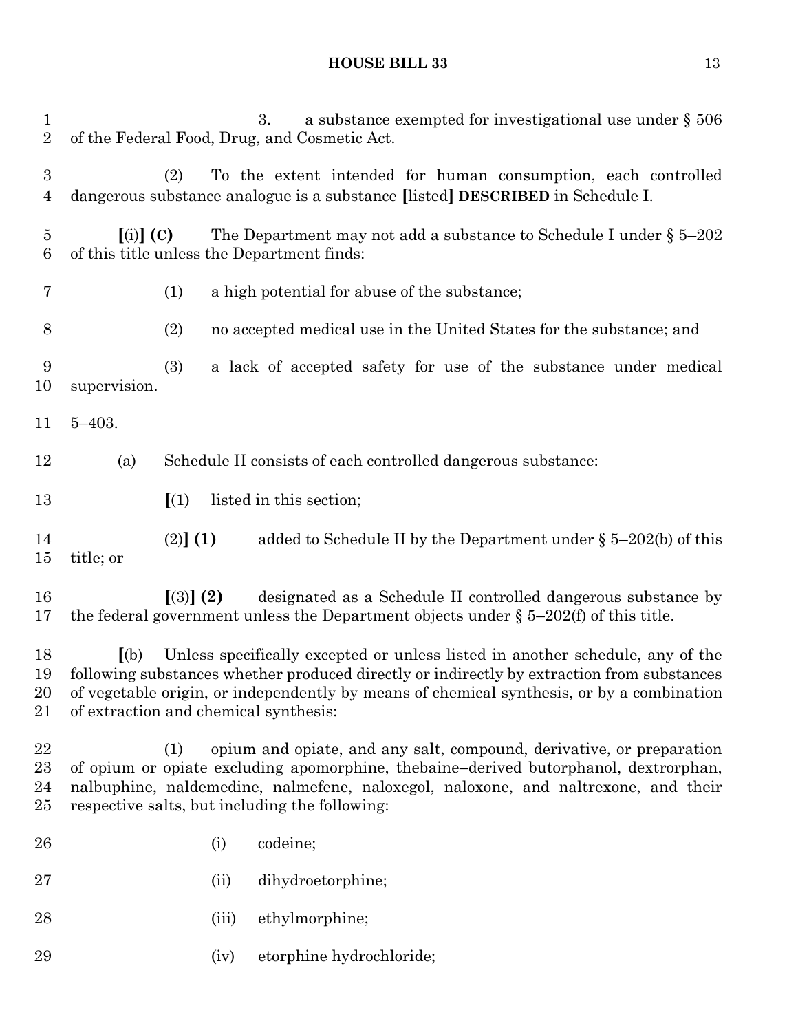3. a substance exempted for investigational use under § 506 of the Federal Food, Drug, and Cosmetic Act.

(2) To the extent intended for human consumption, each controlled dangerous substance analogue is a substance [listed] **DESCRIBED** in Schedule I.

[(i)] **(C)** The Department may not add a substance to Schedule I under § 5–202 of this title unless the Department finds:

(1) a high potential for abuse of the substance;

(2) no accepted medical use in the United States for the substance; and

(3) a lack of accepted safety for use of the substance under medical supervision.

5–403.

(a) Schedule II consists of each controlled dangerous substance:

[(1) listed in this section;

(2)] **(1)** added to Schedule II by the Department under § 5–202(b) of this title; or

[(3)] **(2)** designated as a Schedule II controlled dangerous substance by the federal government unless the Department objects under § 5–202(f) of this title.

[(b) Unless specifically excepted or unless listed in another schedule, any of the following substances whether produced directly or indirectly by extraction from substances of vegetable origin, or independently by means of chemical synthesis, or by a combination of extraction and chemical synthesis:

(1) opium and opiate, and any salt, compound, derivative, or preparation of opium or opiate excluding apomorphine, thebaine–derived butorphanol, dextrorphan, nalbuphine, naldemedine, nalmefene, naloxegol, naloxone, and naltrexone, and their respective salts, but including the following:

(i) codeine;

(ii) dihydroetorphine;

(iii) ethylmorphine;

(iv) etorphine hydrochloride;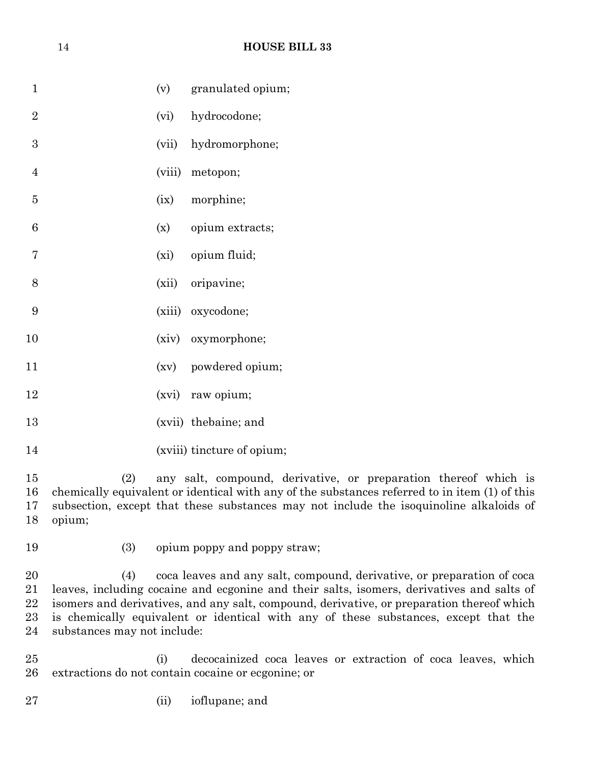(v) granulated opium;

(vi) hydrocodone;

(vii) hydromorphone;

(viii) metopon;

(ix) morphine;

(x) opium extracts;

(xi) opium fluid;

(xii) oripavine;

(xiii) oxycodone;

(xiv) oxymorphone;

(xv) powdered opium;

(xvi) raw opium;

(xvii) thebaine; and

(xviii) tincture of opium;

(2) any salt, compound, derivative, or preparation thereof which is chemically equivalent or identical with any of the substances referred to in item (1) of this subsection, except that these substances may not include the isoquinoline alkaloids of opium;

(3) opium poppy and poppy straw;

(4) coca leaves and any salt, compound, derivative, or preparation of coca leaves, including cocaine and ecgonine and their salts, isomers, derivatives and salts of isomers and derivatives, and any salt, compound, derivative, or preparation thereof which is chemically equivalent or identical with any of these substances, except that the substances may not include:

(i) decocainized coca leaves or extraction of coca leaves, which extractions do not contain cocaine or ecgonine; or

(ii) ioflupane; and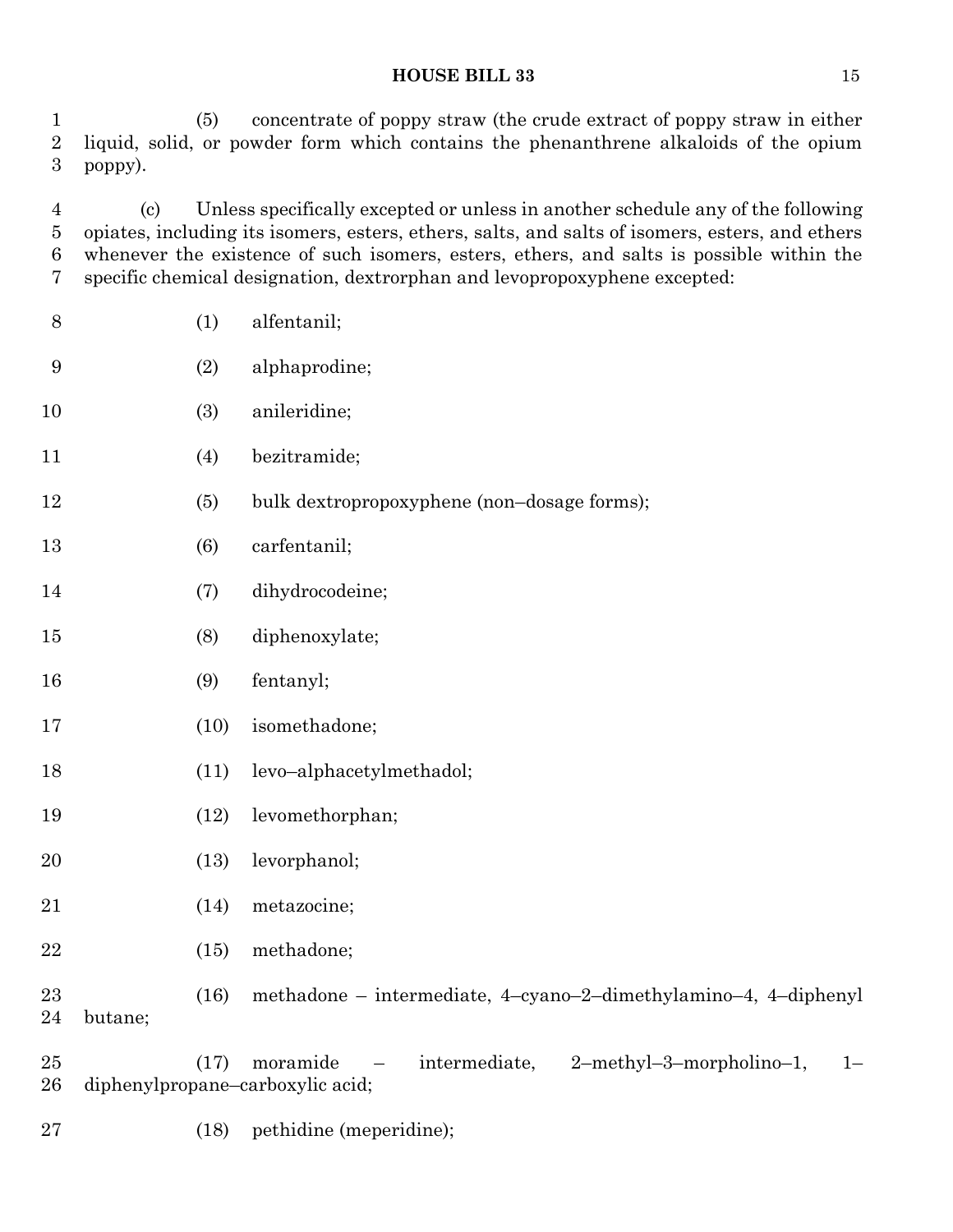(5) concentrate of poppy straw (the crude extract of poppy straw in either liquid, solid, or powder form which contains the phenanthrene alkaloids of the opium poppy).

(c) Unless specifically excepted or unless in another schedule any of the following opiates, including its isomers, esters, ethers, salts, and salts of isomers, esters, and ethers whenever the existence of such isomers, esters, ethers, and salts is possible within the specific chemical designation, dextrorphan and levopropoxyphene excepted:

(1) alfentanil;

(2) alphaprodine;

(3) anileridine;

(4) bezitramide;

(5) bulk dextropropoxyphene (non–dosage forms);

(6) carfentanil;

(7) dihydrocodeine;

(8) diphenoxylate;

(9) fentanyl;

(10) isomethadone;

(11) levo–alphacetylmethadol;

(12) levomethorphan;

(13) levorphanol;

(14) metazocine;

(15) methadone;

(16) methadone – intermediate, 4–cyano–2–dimethylamino–4, 4–diphenyl butane;

(17) moramide – intermediate, 2–methyl–3–morpholino–1, 1–diphenylpropane–carboxylic acid;

(18) pethidine (meperidine);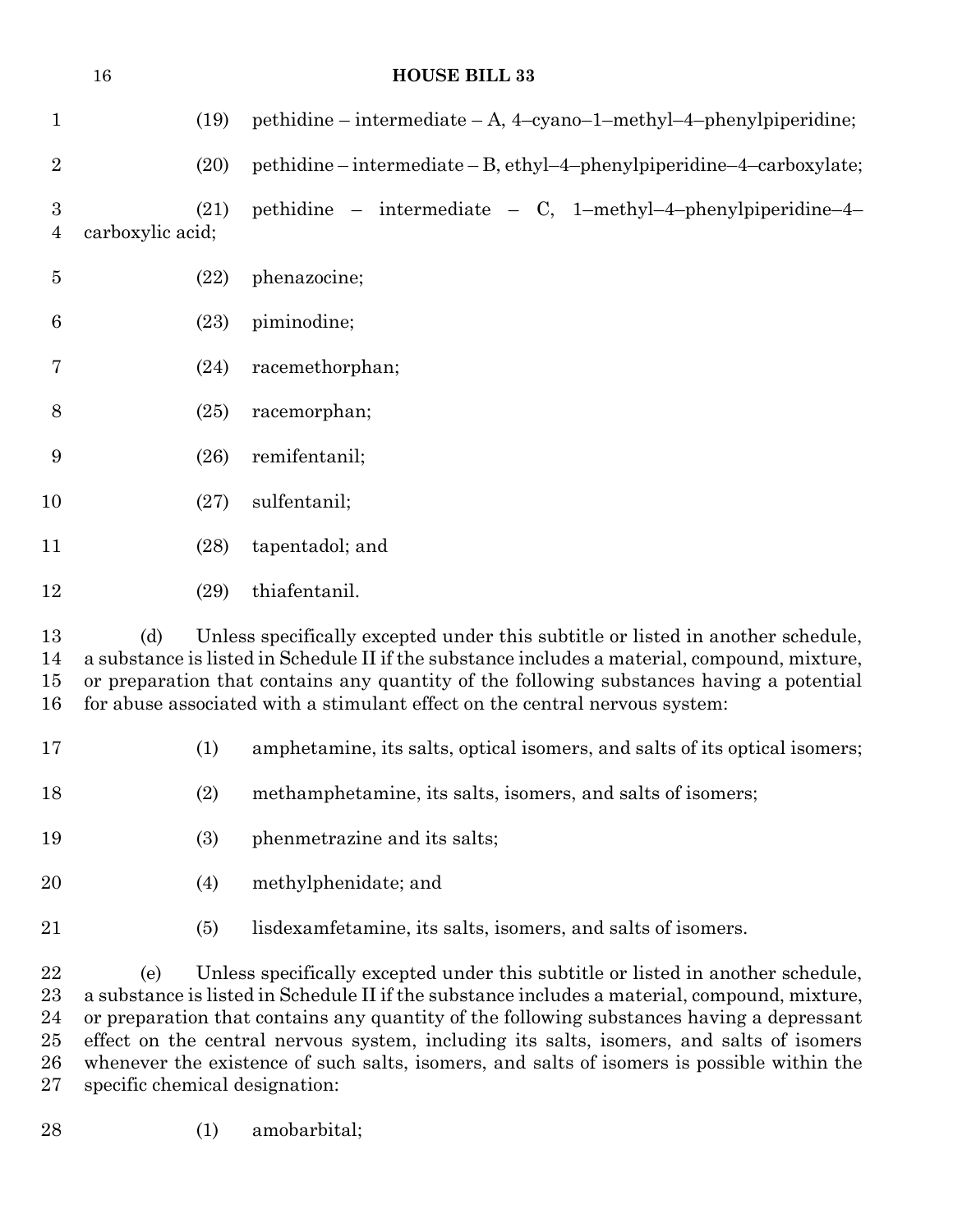(19) pethidine – intermediate – A, 4–cyano–1–methyl–4–phenylpiperidine;

(20) pethidine – intermediate – B, ethyl–4–phenylpiperidine–4–carboxylate;

(21) pethidine – intermediate – C, 1–methyl–4–phenylpiperidine–4–carboxylic acid;

(22) phenazocine;

(23) piminodine;

(24) racemethorphan;

(25) racemorphan;

(26) remifentanil;

(27) sulfentanil;

(28) tapentadol; and

(29) thiafentanil.

(d) Unless specifically excepted under this subtitle or listed in another schedule, a substance is listed in Schedule II if the substance includes a material, compound, mixture, or preparation that contains any quantity of the following substances having a potential for abuse associated with a stimulant effect on the central nervous system:

(1) amphetamine, its salts, optical isomers, and salts of its optical isomers;

(2) methamphetamine, its salts, isomers, and salts of isomers;

(3) phenmetrazine and its salts;

(4) methylphenidate; and

(5) lisdexamfetamine, its salts, isomers, and salts of isomers.

(e) Unless specifically excepted under this subtitle or listed in another schedule, a substance is listed in Schedule II if the substance includes a material, compound, mixture, or preparation that contains any quantity of the following substances having a depressant effect on the central nervous system, including its salts, isomers, and salts of isomers whenever the existence of such salts, isomers, and salts of isomers is possible within the specific chemical designation:

(1) amobarbital;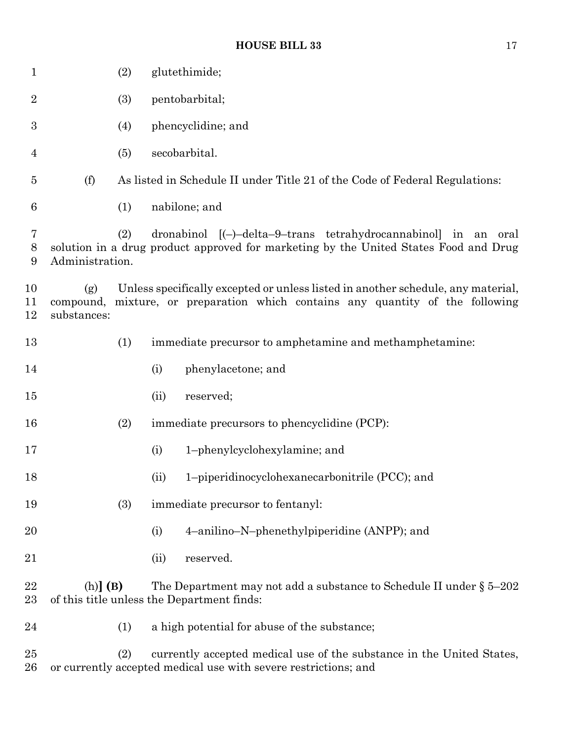(2) glutethimide;

(3) pentobarbital;

(4) phencyclidine; and

(5) secobarbital.

(f) As listed in Schedule II under Title 21 of the Code of Federal Regulations:

(1) nabilone; and

(2) dronabinol [(–)–delta–9–trans tetrahydrocannabinol] in an oral solution in a drug product approved for marketing by the United States Food and Drug Administration.

(g) Unless specifically excepted or unless listed in another schedule, any material, compound, mixture, or preparation which contains any quantity of the following substances:

(1) immediate precursor to amphetamine and methamphetamine:

(i) phenylacetone; and

(ii) reserved;

(2) immediate precursors to phencyclidine (PCP):

(i) 1–phenylcyclohexylamine; and

(ii) 1–piperidinocyclohexanecarbonitrile (PCC); and

(3) immediate precursor to fentanyl:

(i) 4–anilino–N–phenethylpiperidine (ANPP); and

(ii) reserved.

(h)**] (B)** The Department may not add a substance to Schedule II under § 5–202 of this title unless the Department finds:

(1) a high potential for abuse of the substance;

(2) currently accepted medical use of the substance in the United States, or currently accepted medical use with severe restrictions; and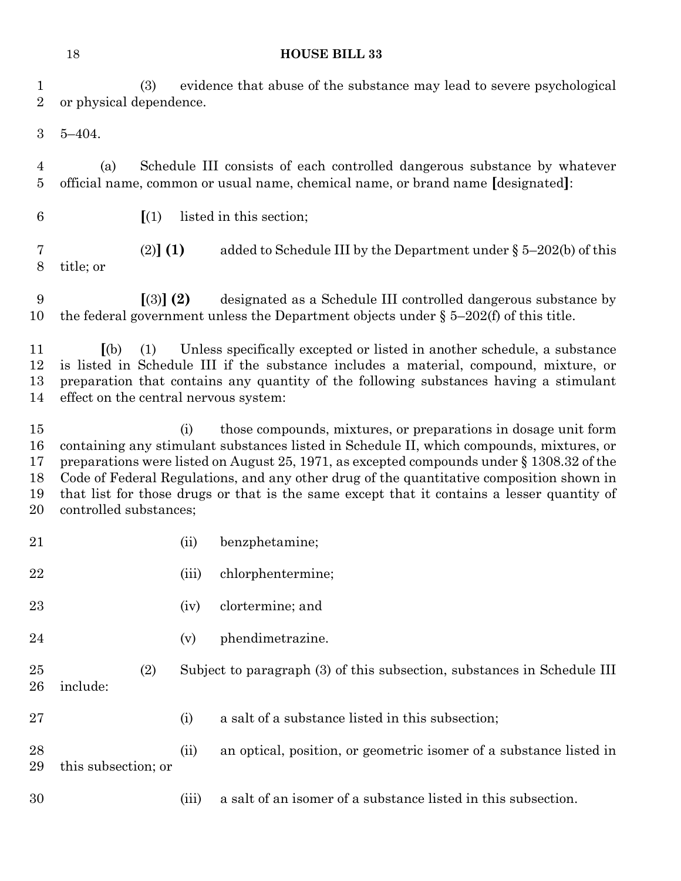(3) evidence that abuse of the substance may lead to severe psychological or physical dependence.

5–404.

(a) Schedule III consists of each controlled dangerous substance by whatever official name, common or usual name, chemical name, or brand name **[**designated**]**:

**[**(1) listed in this section;

(2)**] (1)** added to Schedule III by the Department under § 5–202(b) of this title; or

**[**(3)**] (2)** designated as a Schedule III controlled dangerous substance by the federal government unless the Department objects under § 5–202(f) of this title.

**[**(b) (1) Unless specifically excepted or listed in another schedule, a substance is listed in Schedule III if the substance includes a material, compound, mixture, or preparation that contains any quantity of the following substances having a stimulant effect on the central nervous system:

(i) those compounds, mixtures, or preparations in dosage unit form containing any stimulant substances listed in Schedule II, which compounds, mixtures, or preparations were listed on August 25, 1971, as excepted compounds under § 1308.32 of the Code of Federal Regulations, and any other drug of the quantitative composition shown in that list for those drugs or that is the same except that it contains a lesser quantity of controlled substances;

(ii) benzphetamine;

(iii) chlorphentermine;

(iv) clortermine; and

(v) phendimetrazine.

(2) Subject to paragraph (3) of this subsection, substances in Schedule III include:

(i) a salt of a substance listed in this subsection;

(ii) an optical, position, or geometric isomer of a substance listed in this subsection; or

(iii) a salt of an isomer of a substance listed in this subsection.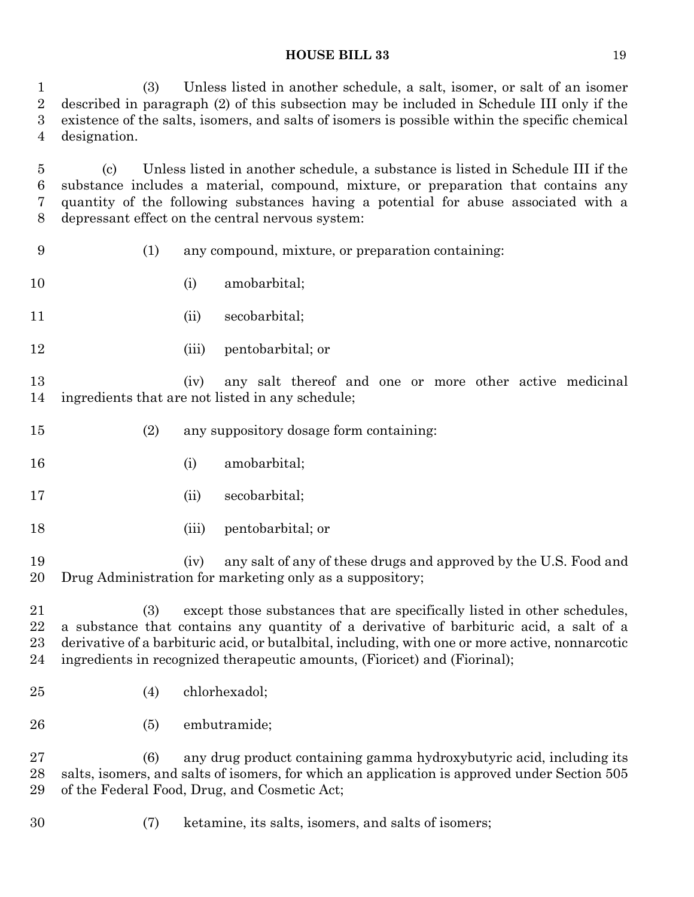(3) Unless listed in another schedule, a salt, isomer, or salt of an isomer described in paragraph (2) of this subsection may be included in Schedule III only if the existence of the salts, isomers, and salts of isomers is possible within the specific chemical designation.

(c) Unless listed in another schedule, a substance is listed in Schedule III if the substance includes a material, compound, mixture, or preparation that contains any quantity of the following substances having a potential for abuse associated with a depressant effect on the central nervous system:

(1) any compound, mixture, or preparation containing:

(i) amobarbital;

(ii) secobarbital;

(iii) pentobarbital; or

(iv) any salt thereof and one or more other active medicinal ingredients that are not listed in any schedule;

(2) any suppository dosage form containing:

(i) amobarbital;

(ii) secobarbital;

(iii) pentobarbital; or

(iv) any salt of any of these drugs and approved by the U.S. Food and Drug Administration for marketing only as a suppository;

(3) except those substances that are specifically listed in other schedules, a substance that contains any quantity of a derivative of barbituric acid, a salt of a derivative of a barbituric acid, or butalbital, including, with one or more active, nonnarcotic ingredients in recognized therapeutic amounts, (Fioricet) and (Fiorinal);

(4) chlorhexadol;

(5) embutramide;

(6) any drug product containing gamma hydroxybutyric acid, including its salts, isomers, and salts of isomers, for which an application is approved under Section 505 of the Federal Food, Drug, and Cosmetic Act;

(7) ketamine, its salts, isomers, and salts of isomers;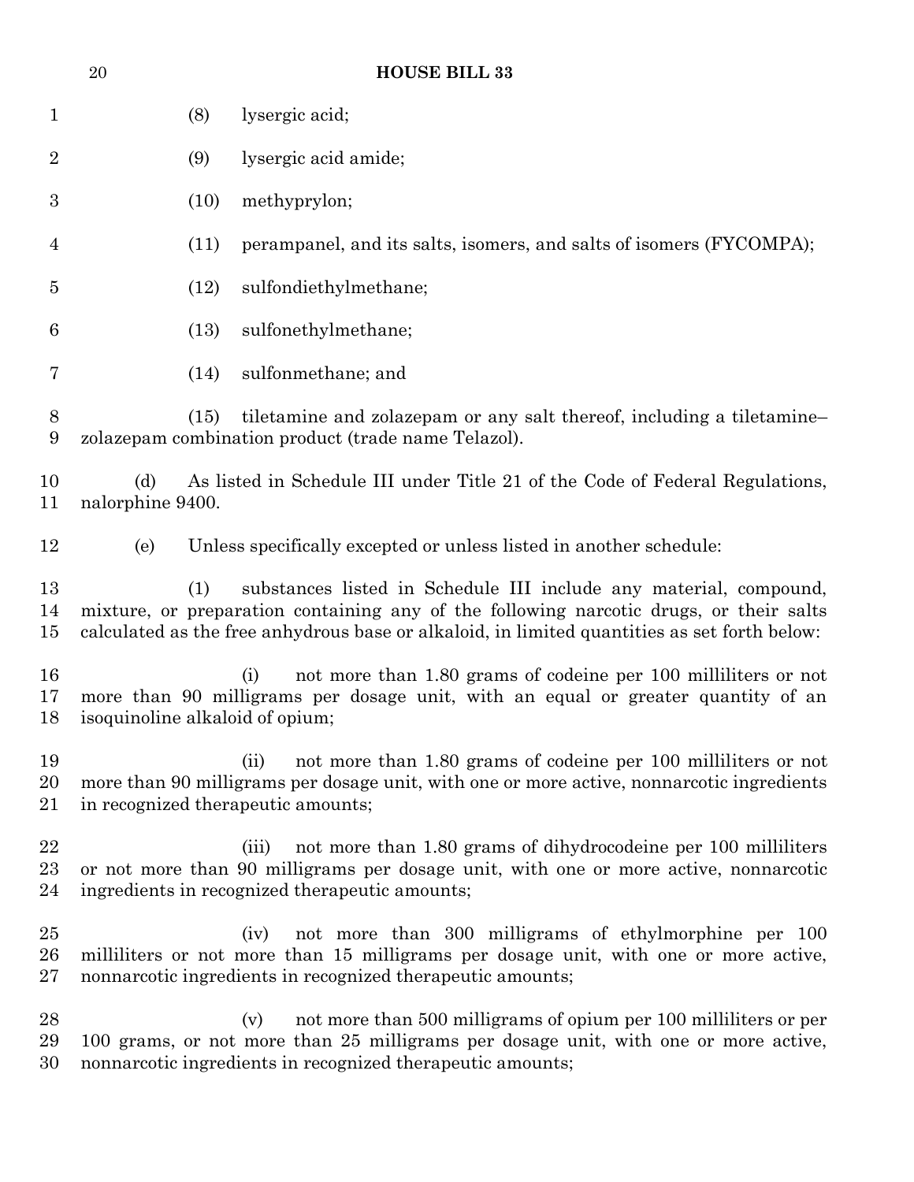(8) lysergic acid;

(9) lysergic acid amide;

(10) methyprylon;

(11) perampanel, and its salts, isomers, and salts of isomers (FYCOMPA);

(12) sulfondiethylmethane;

(13) sulfonethylmethane;

(14) sulfonmethane; and

(15) tiletamine and zolazepam or any salt thereof, including a tiletamine–zolazepam combination product (trade name Telazol).

(d) As listed in Schedule III under Title 21 of the Code of Federal Regulations, nalorphine 9400.

(e) Unless specifically excepted or unless listed in another schedule:

(1) substances listed in Schedule III include any material, compound, mixture, or preparation containing any of the following narcotic drugs, or their salts calculated as the free anhydrous base or alkaloid, in limited quantities as set forth below:

(i) not more than 1.80 grams of codeine per 100 milliliters or not more than 90 milligrams per dosage unit, with an equal or greater quantity of an isoquinoline alkaloid of opium;

(ii) not more than 1.80 grams of codeine per 100 milliliters or not more than 90 milligrams per dosage unit, with one or more active, nonnarcotic ingredients in recognized therapeutic amounts;

(iii) not more than 1.80 grams of dihydrocodeine per 100 milliliters or not more than 90 milligrams per dosage unit, with one or more active, nonnarcotic ingredients in recognized therapeutic amounts;

(iv) not more than 300 milligrams of ethylmorphine per 100 milliliters or not more than 15 milligrams per dosage unit, with one or more active, nonnarcotic ingredients in recognized therapeutic amounts;

(v) not more than 500 milligrams of opium per 100 milliliters or per 100 grams, or not more than 25 milligrams per dosage unit, with one or more active, nonnarcotic ingredients in recognized therapeutic amounts;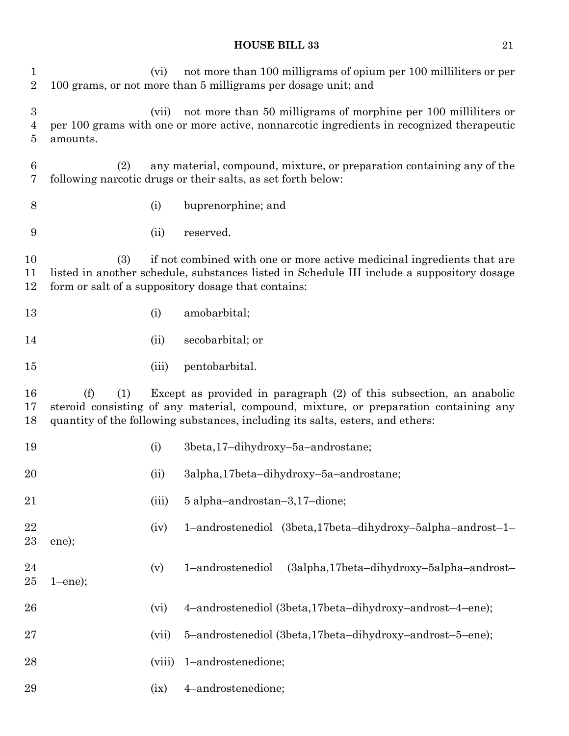(vi) not more than 100 milligrams of opium per 100 milliliters or per 100 grams, or not more than 5 milligrams per dosage unit; and

(vii) not more than 50 milligrams of morphine per 100 milliliters or per 100 grams with one or more active, nonnarcotic ingredients in recognized therapeutic amounts.

(2) any material, compound, mixture, or preparation containing any of the following narcotic drugs or their salts, as set forth below:

(i) buprenorphine; and

(ii) reserved.

(3) if not combined with one or more active medicinal ingredients that are listed in another schedule, substances listed in Schedule III include a suppository dosage form or salt of a suppository dosage that contains:

(i) amobarbital;

(ii) secobarbital; or

(iii) pentobarbital.

(f) (1) Except as provided in paragraph (2) of this subsection, an anabolic steroid consisting of any material, compound, mixture, or preparation containing any quantity of the following substances, including its salts, esters, and ethers:

(i) 3beta,17–dihydroxy–5a–androstane;

(ii) 3alpha,17beta–dihydroxy–5a–androstane;

(iii) 5 alpha–androstan–3,17–dione;

(iv) 1–androstenediol (3beta,17beta–dihydroxy–5alpha–androst–1–ene);

(v) 1–androstenediol (3alpha,17beta–dihydroxy–5alpha–androst–1–ene);

(vi) 4–androstenediol (3beta,17beta–dihydroxy–androst–4–ene);

(vii) 5–androstenediol (3beta,17beta–dihydroxy–androst–5–ene);

(viii) 1–androstenedione;

(ix) 4–androstenedione;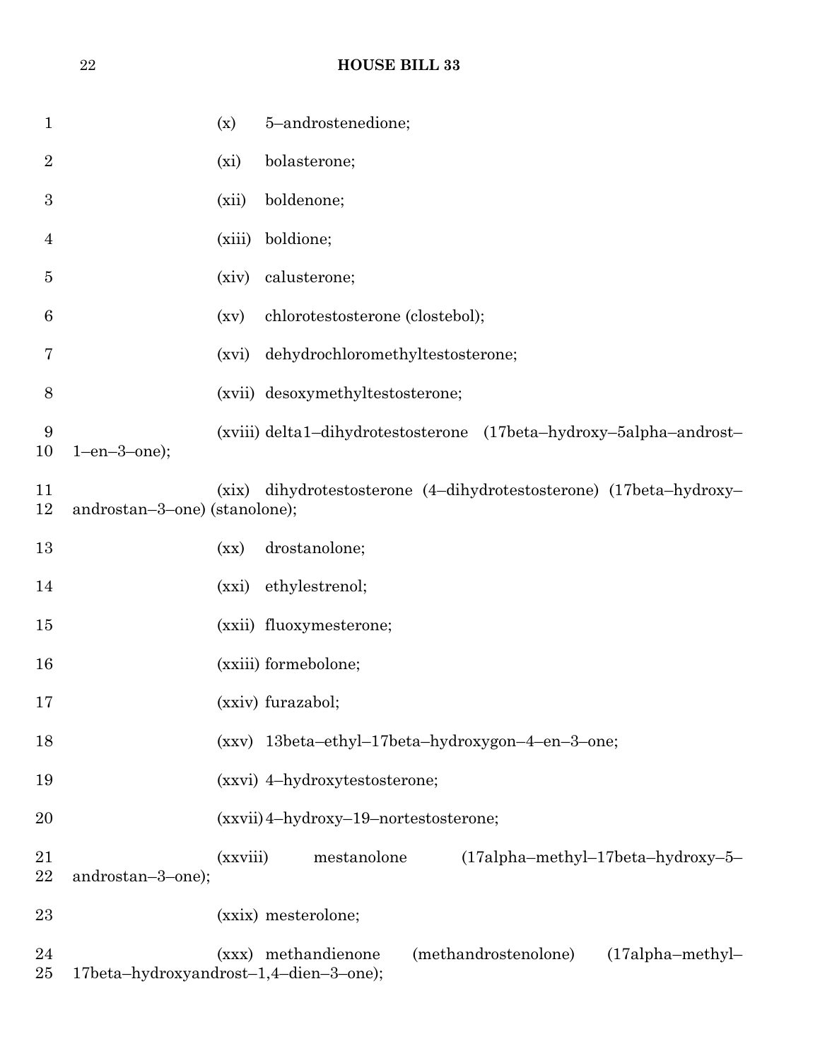(x) 5–androstenedione;

(xi) bolasterone;

(xii) boldenone;

(xiii) boldione;

(xiv) calusterone;

(xv) chlorotestosterone (clostebol);

(xvi) dehydrochloromethyltestosterone;

(xvii) desoxymethyltestosterone;

(xviii) delta1–dihydrotestosterone (17beta–hydroxy–5alpha–androst–1–en–3–one);

(xix) dihydrotestosterone (4–dihydrotestosterone) (17beta–hydroxy–androstan–3–one) (stanolone);

(xx) drostanolone;

(xxi) ethylestrenol;

(xxii) fluoxymesterone;

(xxiii) formebolone;

(xxiv) furazabol;

(xxv) 13beta–ethyl–17beta–hydroxygon–4–en–3–one;

(xxvi) 4–hydroxytestosterone;

(xxvii) 4–hydroxy–19–nortestosterone;

(xxviii) mestanolone (17alpha–methyl–17beta–hydroxy–5–androstan–3–one);

(xxix) mesterolone;

(xxx) methandienone (methandrostenolone) (17alpha–methyl–17beta–hydroxyandrost–1,4–dien–3–one);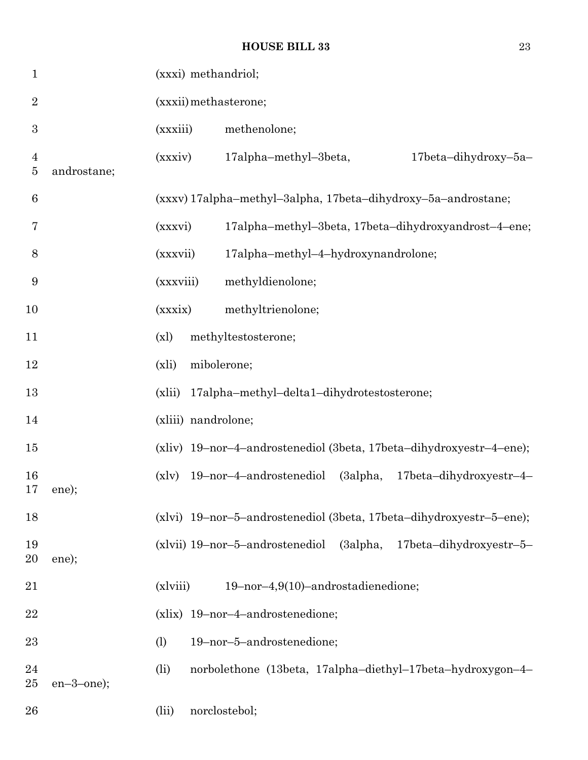(xxxi) methandriol;

(xxxii) methasterone;

(xxxiii) methenolone;

(xxxiv) 17alpha–methyl–3beta, 17beta–dihydroxy–5a–androstane;

(xxxv) 17alpha–methyl–3alpha, 17beta–dihydroxy–5a–androstane;

(xxxvi) 17alpha–methyl–3beta, 17beta–dihydroxyandrost–4–ene;

(xxxvii) 17alpha–methyl–4–hydroxynandrolone;

(xxxviii) methyldienolone;

(xxxix) methyltrienolone;

(xl) methyltestosterone;

(xli) mibolerone;

(xlii) 17alpha–methyl–delta1–dihydrotestosterone;

(xliii) nandrolone;

(xliv) 19–nor–4–androstenediol (3beta, 17beta–dihydroxyestr–4–ene);

(xlv) 19–nor–4–androstenediol (3alpha, 17beta–dihydroxyestr–4–ene);

(xlvi) 19–nor–5–androstenediol (3beta, 17beta–dihydroxyestr–5–ene);

(xlvii) 19–nor–5–androstenediol (3alpha, 17beta–dihydroxyestr–5–ene);

(xlviii) 19–nor–4,9(10)–androstadienedione;

(xlix) 19–nor–4–androstenedione;

(l) 19–nor–5–androstenedione;

(li) norbolethone (13beta, 17alpha–diethyl–17beta–hydroxygon–4–en–3–one);

(lii) norclostebol;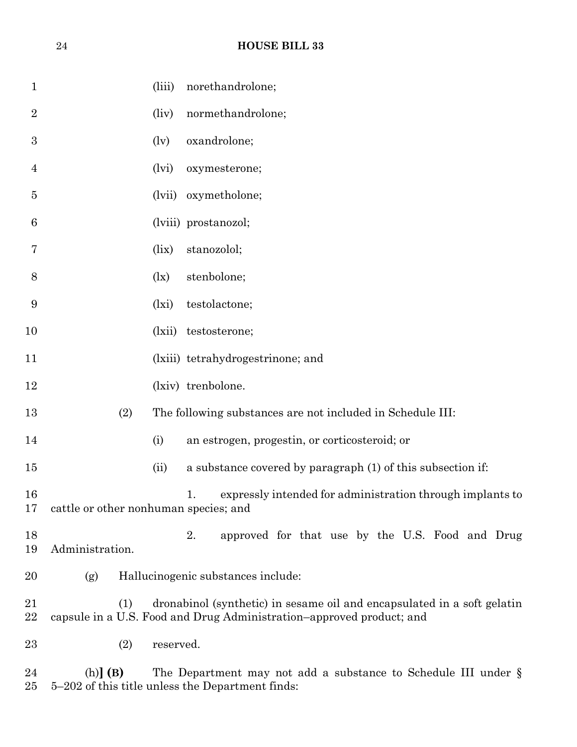(liii) norethandrolone;

(liv) normethandrolone;

(lv) oxandrolone;

(lvi) oxymesterone;

(lvii) oxymetholone;

(lviii) prostanozol;

(lix) stanozolol;

(lx) stenbolone;

(lxi) testolactone;

(lxii) testosterone;

(lxiii) tetrahydrogestrinone; and

(lxiv) trenbolone.

(2) The following substances are not included in Schedule III:

(i) an estrogen, progestin, or corticosteroid; or

(ii) a substance covered by paragraph (1) of this subsection if:

1. expressly intended for administration through implants to cattle or other nonhuman species; and

2. approved for that use by the U.S. Food and Drug Administration.

(g) Hallucinogenic substances include:

(1) dronabinol (synthetic) in sesame oil and encapsulated in a soft gelatin capsule in a U.S. Food and Drug Administration–approved product; and

(2) reserved.

(h)**] (B)** The Department may not add a substance to Schedule III under § 5–202 of this title unless the Department finds: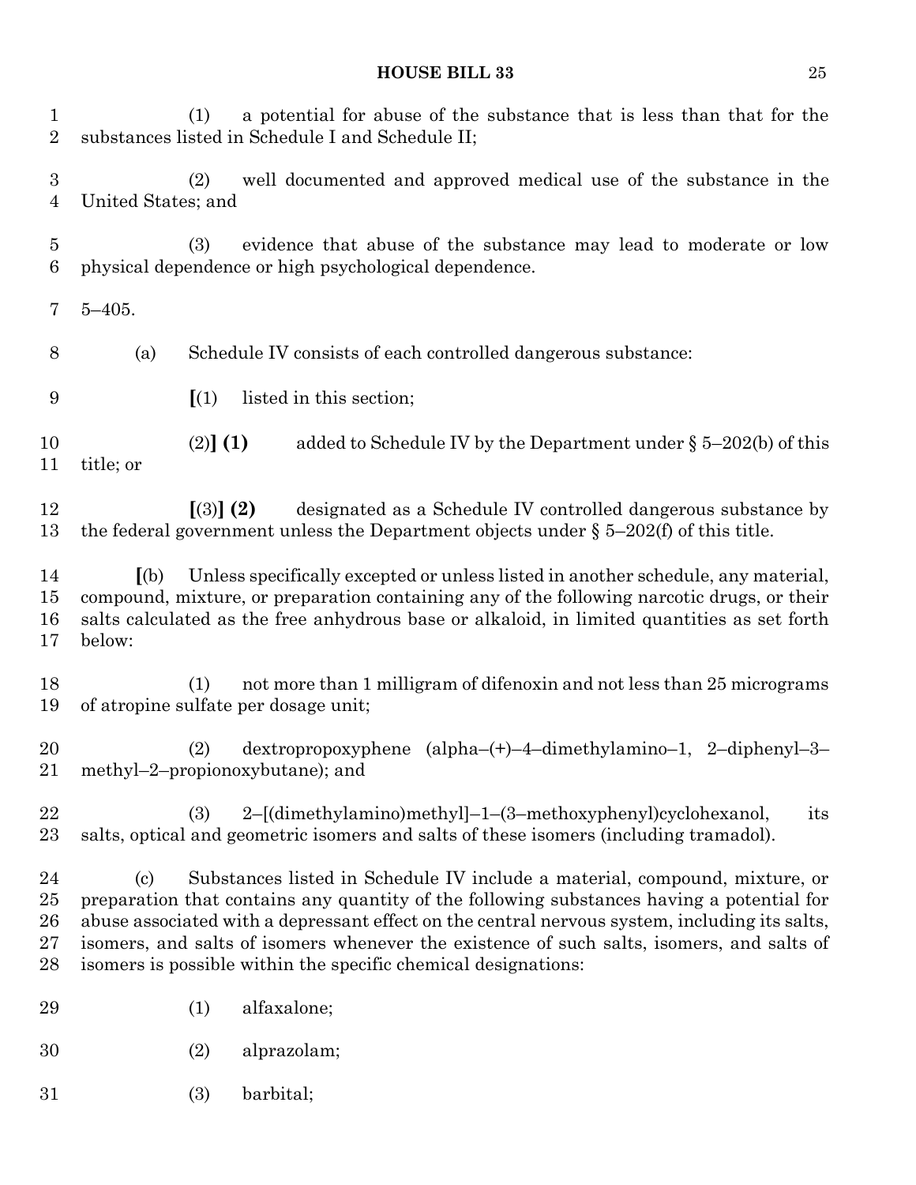(1) a potential for abuse of the substance that is less than that for the substances listed in Schedule I and Schedule II;

(2) well documented and approved medical use of the substance in the United States; and

(3) evidence that abuse of the substance may lead to moderate or low physical dependence or high psychological dependence.

5–405.

(a) Schedule IV consists of each controlled dangerous substance:

**[**(1) listed in this section;

(2)**] (1)** added to Schedule IV by the Department under § 5–202(b) of this title; or

**[**(3)**] (2)** designated as a Schedule IV controlled dangerous substance by the federal government unless the Department objects under § 5–202(f) of this title.

**[**(b) Unless specifically excepted or unless listed in another schedule, any material, compound, mixture, or preparation containing any of the following narcotic drugs, or their salts calculated as the free anhydrous base or alkaloid, in limited quantities as set forth below:

(1) not more than 1 milligram of difenoxin and not less than 25 micrograms of atropine sulfate per dosage unit;

(2) dextropropoxyphene (alpha–(+)–4–dimethylamino–1, 2–diphenyl–3–methyl–2–propionoxybutane); and

(3) 2–[(dimethylamino)methyl]–1–(3–methoxyphenyl)cyclohexanol, its salts, optical and geometric isomers and salts of these isomers (including tramadol).

(c) Substances listed in Schedule IV include a material, compound, mixture, or preparation that contains any quantity of the following substances having a potential for abuse associated with a depressant effect on the central nervous system, including its salts, isomers, and salts of isomers whenever the existence of such salts, isomers, and salts of isomers is possible within the specific chemical designations:

(1) alfaxalone;

(2) alprazolam;

(3) barbital;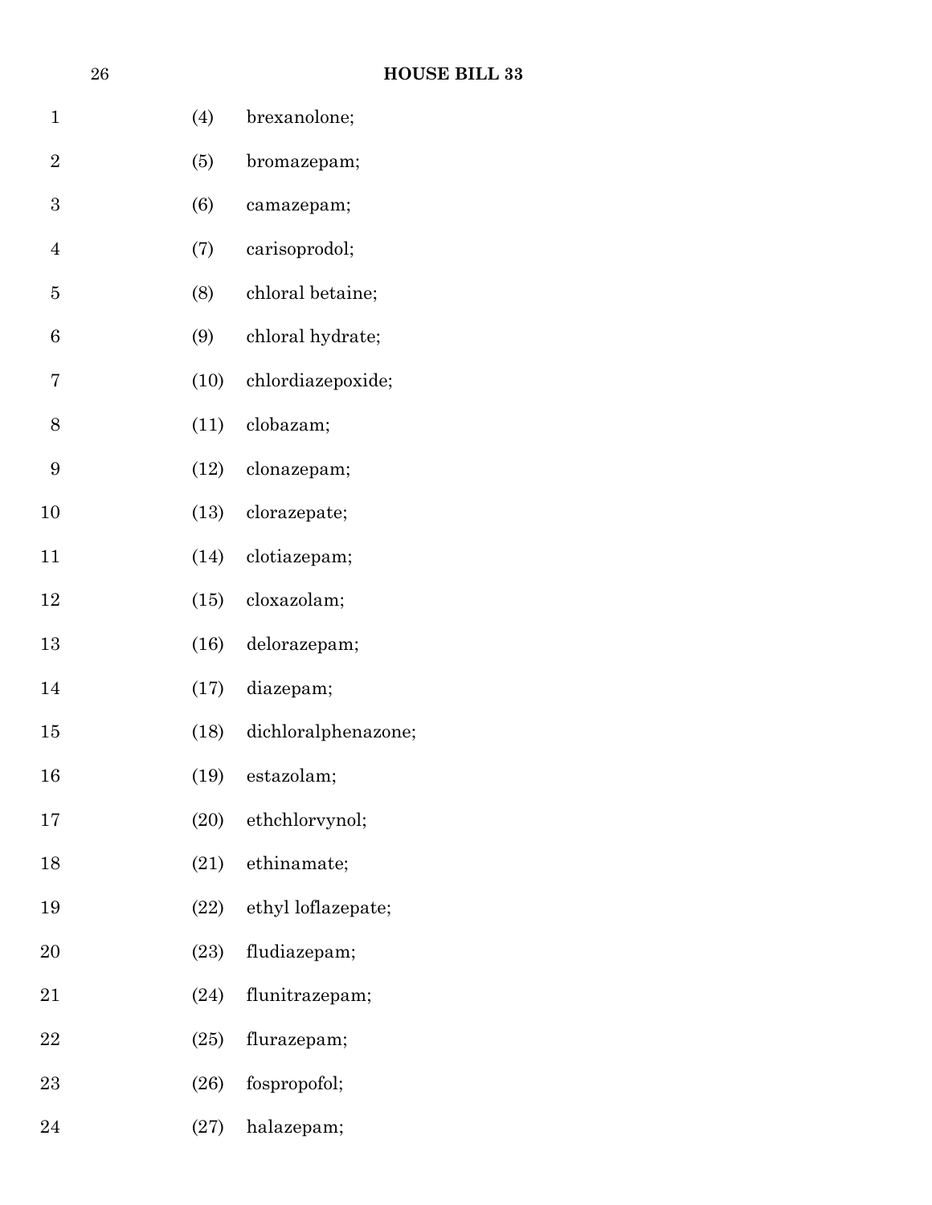(4) brexanolone;

(5) bromazepam;

(6) camazepam;

(7) carisoprodol;

(8) chloral betaine;

(9) chloral hydrate;

(10) chlordiazepoxide;

(11) clobazam;

(12) clonazepam;

(13) clorazepate;

(14) clotiazepam;

(15) cloxazolam;

(16) delorazepam;

(17) diazepam;

(18) dichloralphenazone;

(19) estazolam;

(20) ethchlorvynol;

(21) ethinamate;

(22) ethyl loflazepate;

(23) fludiazepam;

(24) flunitrazepam;

(25) flurazepam;

(26) fospropofol;

(27) halazepam;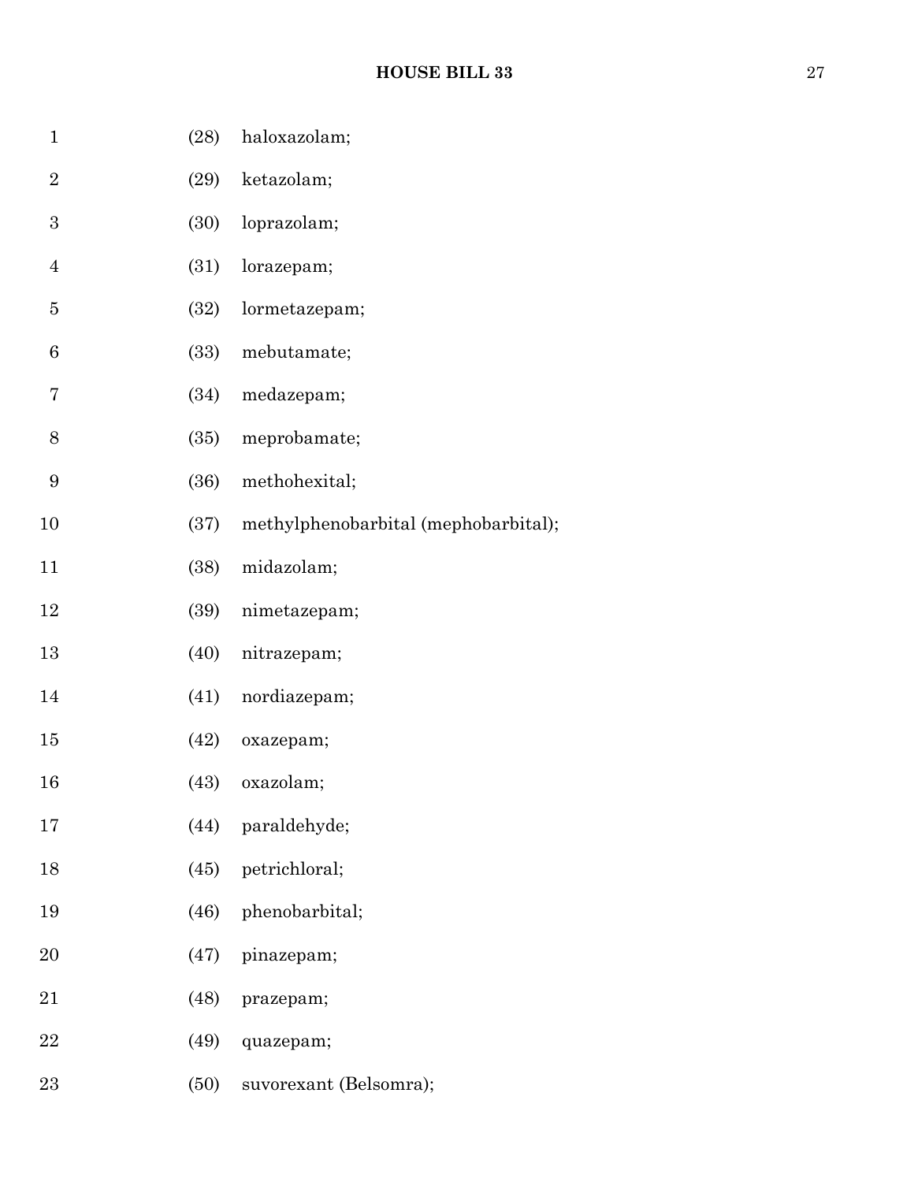(28) haloxazolam;

(29) ketazolam;

(30) loprazolam;

(31) lorazepam;

(32) lormetazepam;

(33) mebutamate;

(34) medazepam;

(35) meprobamate;

(36) methohexital;

(37) methylphenobarbital (mephobarbital);

(38) midazolam;

(39) nimetazepam;

(40) nitrazepam;

(41) nordiazepam;

(42) oxazepam;

(43) oxazolam;

(44) paraldehyde;

(45) petrichloral;

(46) phenobarbital;

(47) pinazepam;

(48) prazepam;

(49) quazepam;

(50) suvorexant (Belsomra);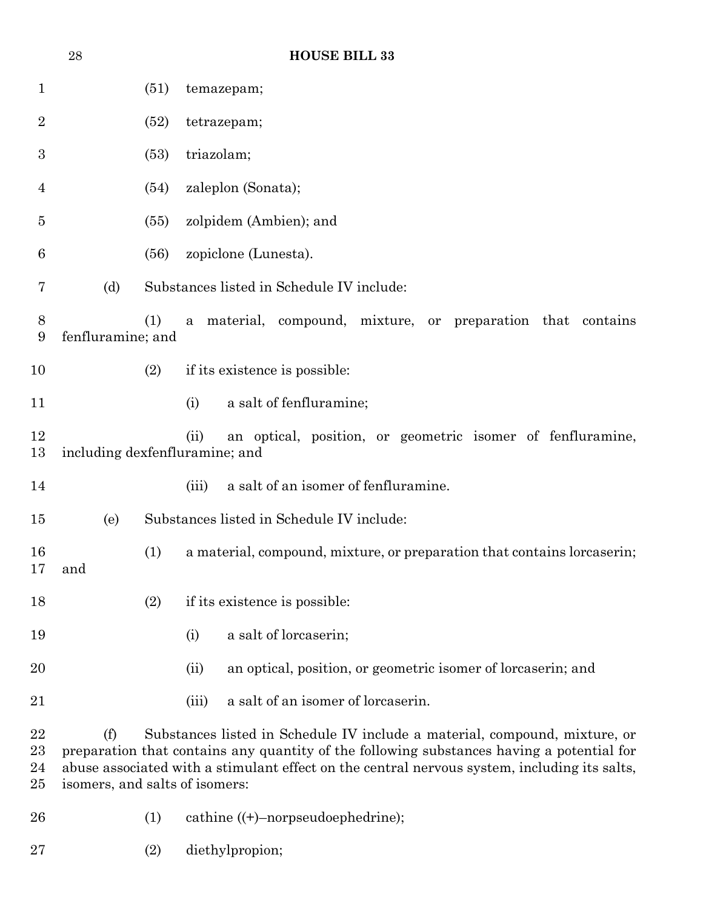(51) temazepam;

(52) tetrazepam;

(53) triazolam;

(54) zaleplon (Sonata);

(55) zolpidem (Ambien); and

(56) zopiclone (Lunesta).

(d) Substances listed in Schedule IV include:

(1) a material, compound, mixture, or preparation that contains fenfluramine; and

(2) if its existence is possible:

(i) a salt of fenfluramine;

(ii) an optical, position, or geometric isomer of fenfluramine, including dexfenfluramine; and

(iii) a salt of an isomer of fenfluramine.

(e) Substances listed in Schedule IV include:

(1) a material, compound, mixture, or preparation that contains lorcaserin; and

(2) if its existence is possible:

(i) a salt of lorcaserin;

(ii) an optical, position, or geometric isomer of lorcaserin; and

(iii) a salt of an isomer of lorcaserin.

(f) Substances listed in Schedule IV include a material, compound, mixture, or preparation that contains any quantity of the following substances having a potential for abuse associated with a stimulant effect on the central nervous system, including its salts, isomers, and salts of isomers:

(1) cathine ((+)–norpseudoephedrine);

(2) diethylpropion;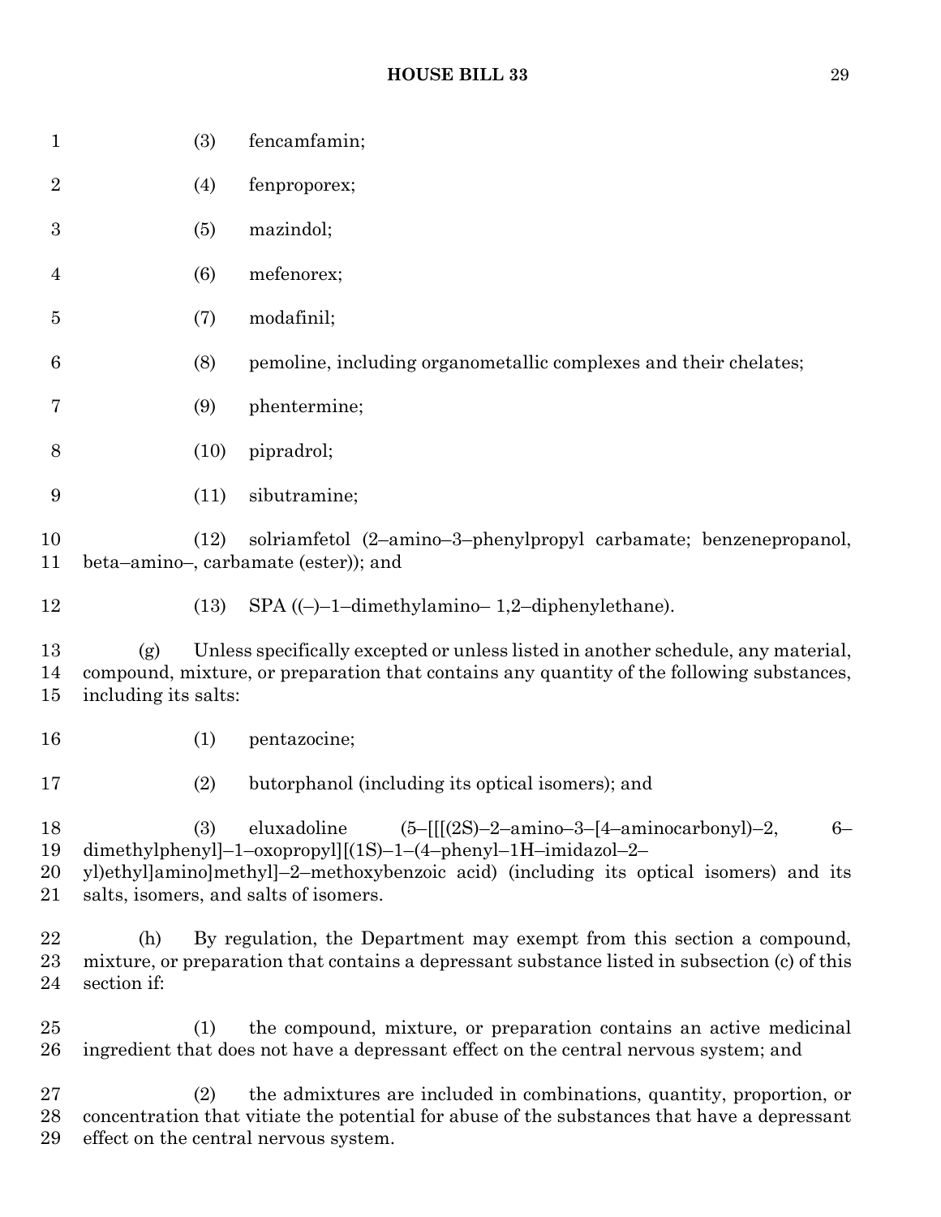(3) fencamfamin;

(4) fenproporex;

(5) mazindol;

(6) mefenorex;

(7) modafinil;

(8) pemoline, including organometallic complexes and their chelates;

(9) phentermine;

(10) pipradrol;

(11) sibutramine;

(12) solriamfetol (2–amino–3–phenylpropyl carbamate; benzenepropanol, beta–amino–, carbamate (ester)); and

(13) SPA ((–)–1–dimethylamino– 1,2–diphenylethane).

(g) Unless specifically excepted or unless listed in another schedule, any material, compound, mixture, or preparation that contains any quantity of the following substances, including its salts:

(1) pentazocine;

(2) butorphanol (including its optical isomers); and

(3) eluxadoline (5–[[[(2S)–2–amino–3–[4–aminocarbonyl)–2, 6–dimethylphenyl]–1–oxopropyl][(1S)–1–(4–phenyl–1H–imidazol–2–yl)ethyl]amino]methyl]–2–methoxybenzoic acid) (including its optical isomers) and its salts, isomers, and salts of isomers.

(h) By regulation, the Department may exempt from this section a compound, mixture, or preparation that contains a depressant substance listed in subsection (c) of this section if:

(1) the compound, mixture, or preparation contains an active medicinal ingredient that does not have a depressant effect on the central nervous system; and

(2) the admixtures are included in combinations, quantity, proportion, or concentration that vitiate the potential for abuse of the substances that have a depressant effect on the central nervous system.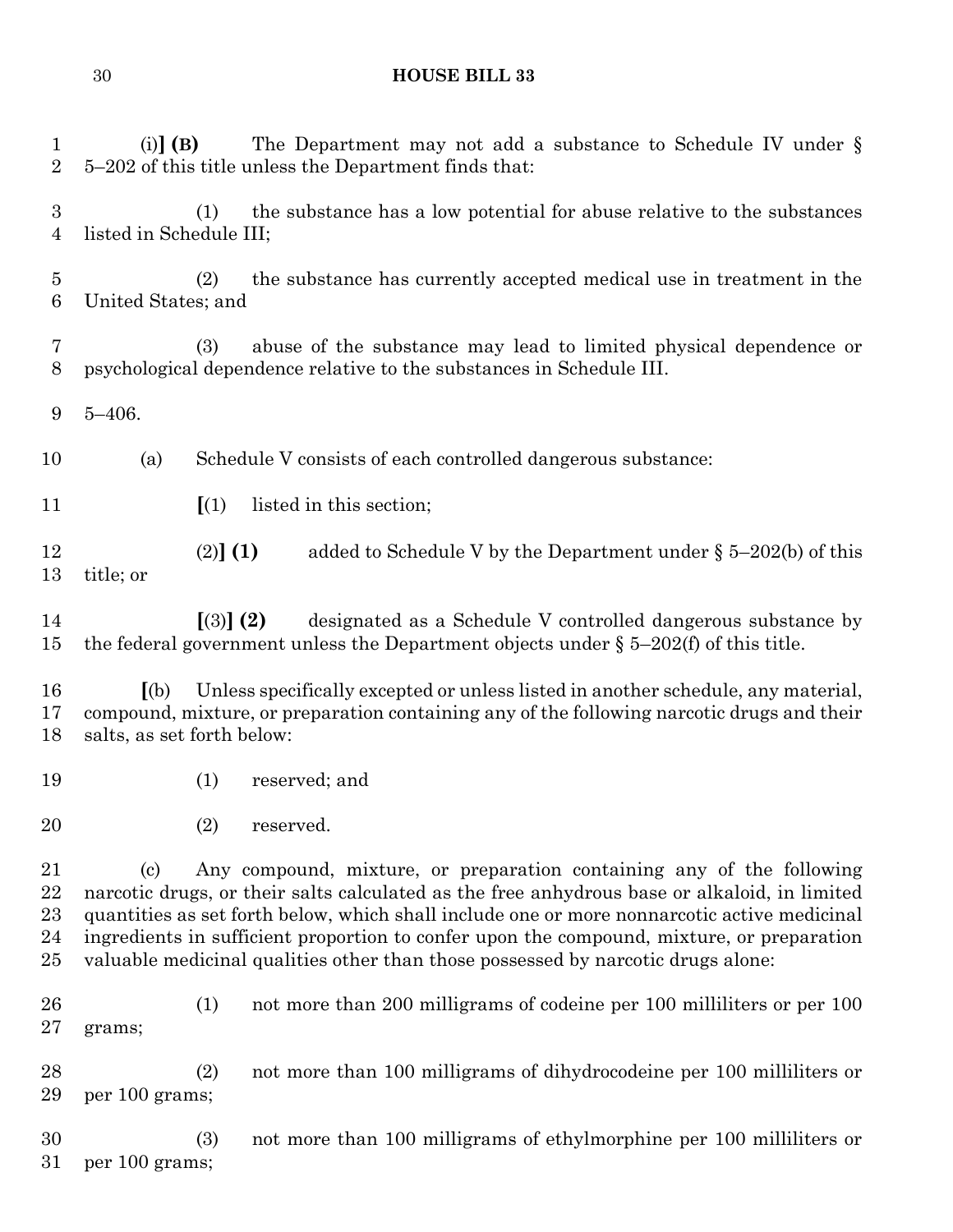(i)**] (B)** The Department may not add a substance to Schedule IV under § 5–202 of this title unless the Department finds that:

(1) the substance has a low potential for abuse relative to the substances listed in Schedule III;

(2) the substance has currently accepted medical use in treatment in the United States; and

(3) abuse of the substance may lead to limited physical dependence or psychological dependence relative to the substances in Schedule III.

5–406.

(a) Schedule V consists of each controlled dangerous substance:

**[**(1) listed in this section;

(2)**] (1)** added to Schedule V by the Department under § 5–202(b) of this title; or

**[**(3)**] (2)** designated as a Schedule V controlled dangerous substance by the federal government unless the Department objects under § 5–202(f) of this title.

**[**(b) Unless specifically excepted or unless listed in another schedule, any material, compound, mixture, or preparation containing any of the following narcotic drugs and their salts, as set forth below:

(1) reserved; and

(2) reserved.

(c) Any compound, mixture, or preparation containing any of the following narcotic drugs, or their salts calculated as the free anhydrous base or alkaloid, in limited quantities as set forth below, which shall include one or more nonnarcotic active medicinal ingredients in sufficient proportion to confer upon the compound, mixture, or preparation valuable medicinal qualities other than those possessed by narcotic drugs alone:

(1) not more than 200 milligrams of codeine per 100 milliliters or per 100 grams;

(2) not more than 100 milligrams of dihydrocodeine per 100 milliliters or per 100 grams;

(3) not more than 100 milligrams of ethylmorphine per 100 milliliters or per 100 grams;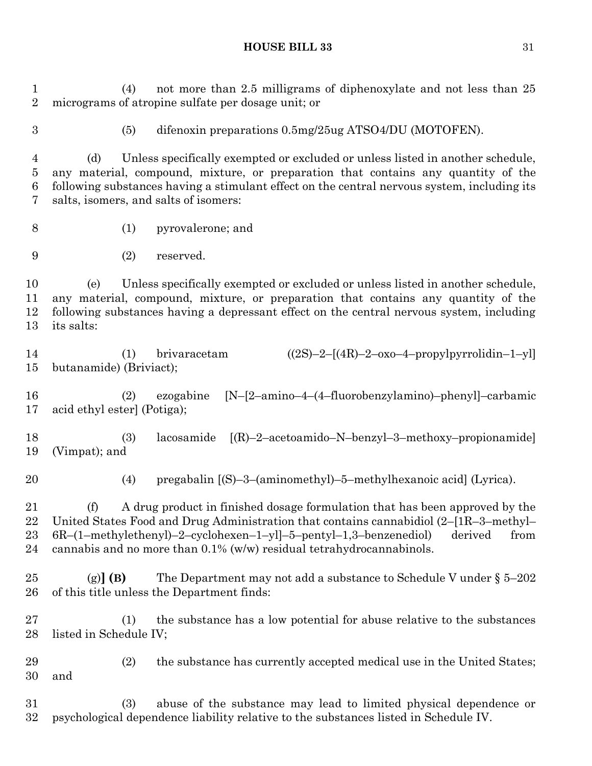(4) not more than 2.5 milligrams of diphenoxylate and not less than 25 micrograms of atropine sulfate per dosage unit; or

(5) difenoxin preparations 0.5mg/25ug ATSO4/DU (MOTOFEN).

(d) Unless specifically exempted or excluded or unless listed in another schedule, any material, compound, mixture, or preparation that contains any quantity of the following substances having a stimulant effect on the central nervous system, including its salts, isomers, and salts of isomers:

(1) pyrovalerone; and

(2) reserved.

(e) Unless specifically exempted or excluded or unless listed in another schedule, any material, compound, mixture, or preparation that contains any quantity of the following substances having a depressant effect on the central nervous system, including its salts:

(1) brivaracetam ((2S)–2–[(4R)–2–oxo–4–propylpyrrolidin–1–yl] butanamide) (Briviact);

(2) ezogabine [N–[2–amino–4–(4–fluorobenzylamino)–phenyl]–carbamic acid ethyl ester] (Potiga);

(3) lacosamide [(R)–2–acetoamido–N–benzyl–3–methoxy–propionamide] (Vimpat); and

(4) pregabalin [(S)–3–(aminomethyl)–5–methylhexanoic acid] (Lyrica).

(f) A drug product in finished dosage formulation that has been approved by the United States Food and Drug Administration that contains cannabidiol (2–[1R–3–methyl–6R–(1–methylethenyl)–2–cyclohexen–1–yl]–5–pentyl–1,3–benzenediol) derived from cannabis and no more than 0.1% (w/w) residual tetrahydrocannabinols.

(g)**] (B)** The Department may not add a substance to Schedule V under § 5–202 of this title unless the Department finds:

(1) the substance has a low potential for abuse relative to the substances listed in Schedule IV;

(2) the substance has currently accepted medical use in the United States; and

(3) abuse of the substance may lead to limited physical dependence or psychological dependence liability relative to the substances listed in Schedule IV.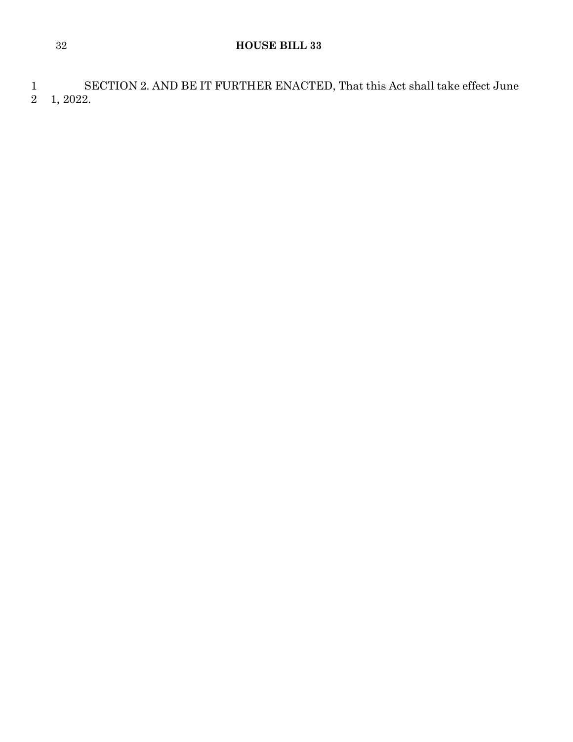SECTION 2. AND BE IT FURTHER ENACTED, That this Act shall take effect June 1, 2022.